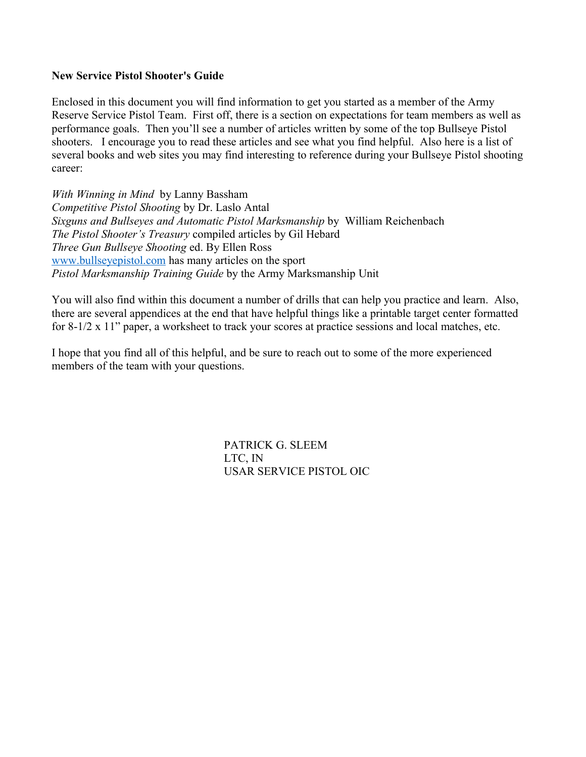**New Service Pistol Shooter's Guide**

Enclosed in this document you will find information to get you started as a member of the Army Reserve Service Pistol Team. First off, there is a section on expectations for team members as well as performance goals. Then you'll see a number of articles written by some of the top Bullseye Pistol shooters. I encourage you to read these articles and see what you find helpful. Also here is a list of several books and web sites you may find interesting to reference during your Bullseye Pistol shooting career:

*With Winning in Mind* by Lanny Bassham
*Competitive Pistol Shooting* by Dr. Laslo Antal
*Sixguns and Bullseyes and Automatic Pistol Marksmanship* by William Reichenbach
*The Pistol Shooter's Treasury* compiled articles by Gil Hebard
*Three Gun Bullseye Shooting* ed. By Ellen Ross
[www.bullseyepistol.com](http://www.bullseyepistol.com) has many articles on the sport
*Pistol Marksmanship Training Guide* by the Army Marksmanship Unit

You will also find within this document a number of drills that can help you practice and learn. Also, there are several appendices at the end that have helpful things like a printable target center formatted for 8-1/2 x 11" paper, a worksheet to track your scores at practice sessions and local matches, etc.

I hope that you find all of this helpful, and be sure to reach out to some of the more experienced members of the team with your questions.

PATRICK G. SLEEM
LTC, IN
USAR SERVICE PISTOL OIC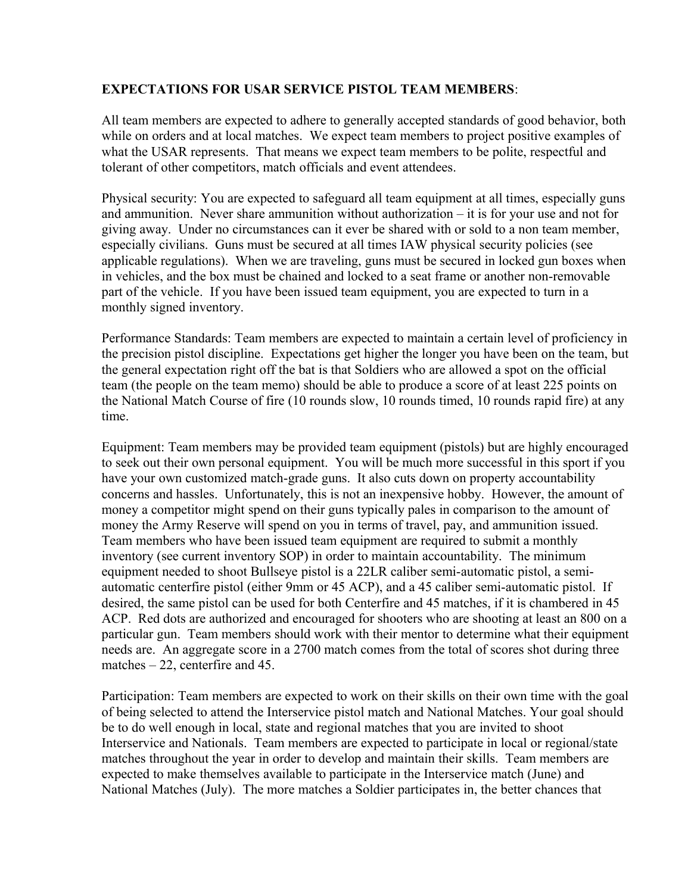**EXPECTATIONS FOR USAR SERVICE PISTOL TEAM MEMBERS**:

All team members are expected to adhere to generally accepted standards of good behavior, both while on orders and at local matches. We expect team members to project positive examples of what the USAR represents. That means we expect team members to be polite, respectful and tolerant of other competitors, match officials and event attendees.

Physical security: You are expected to safeguard all team equipment at all times, especially guns and ammunition. Never share ammunition without authorization – it is for your use and not for giving away. Under no circumstances can it ever be shared with or sold to a non team member, especially civilians. Guns must be secured at all times IAW physical security policies (see applicable regulations). When we are traveling, guns must be secured in locked gun boxes when in vehicles, and the box must be chained and locked to a seat frame or another non-removable part of the vehicle. If you have been issued team equipment, you are expected to turn in a monthly signed inventory.

Performance Standards: Team members are expected to maintain a certain level of proficiency in the precision pistol discipline. Expectations get higher the longer you have been on the team, but the general expectation right off the bat is that Soldiers who are allowed a spot on the official team (the people on the team memo) should be able to produce a score of at least 225 points on the National Match Course of fire (10 rounds slow, 10 rounds timed, 10 rounds rapid fire) at any time.

Equipment: Team members may be provided team equipment (pistols) but are highly encouraged to seek out their own personal equipment. You will be much more successful in this sport if you have your own customized match-grade guns. It also cuts down on property accountability concerns and hassles. Unfortunately, this is not an inexpensive hobby. However, the amount of money a competitor might spend on their guns typically pales in comparison to the amount of money the Army Reserve will spend on you in terms of travel, pay, and ammunition issued. Team members who have been issued team equipment are required to submit a monthly inventory (see current inventory SOP) in order to maintain accountability. The minimum equipment needed to shoot Bullseye pistol is a 22LR caliber semi-automatic pistol, a semi-automatic centerfire pistol (either 9mm or 45 ACP), and a 45 caliber semi-automatic pistol. If desired, the same pistol can be used for both Centerfire and 45 matches, if it is chambered in 45 ACP. Red dots are authorized and encouraged for shooters who are shooting at least an 800 on a particular gun. Team members should work with their mentor to determine what their equipment needs are. An aggregate score in a 2700 match comes from the total of scores shot during three matches – 22, centerfire and 45.

Participation: Team members are expected to work on their skills on their own time with the goal of being selected to attend the Interservice pistol match and National Matches. Your goal should be to do well enough in local, state and regional matches that you are invited to shoot Interservice and Nationals. Team members are expected to participate in local or regional/state matches throughout the year in order to develop and maintain their skills. Team members are expected to make themselves available to participate in the Interservice match (June) and National Matches (July). The more matches a Soldier participates in, the better chances that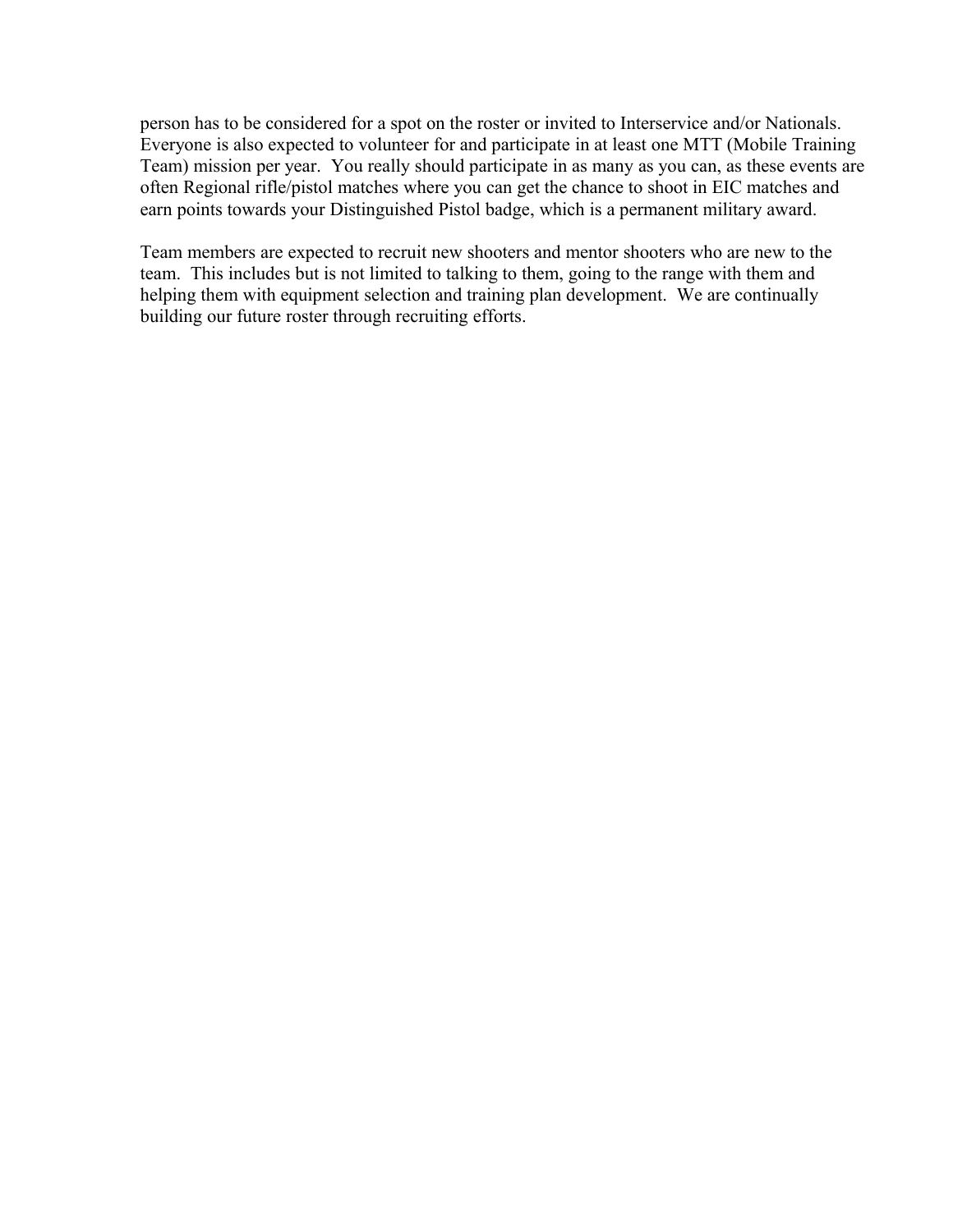person has to be considered for a spot on the roster or invited to Interservice and/or Nationals. Everyone is also expected to volunteer for and participate in at least one MTT (Mobile Training Team) mission per year. You really should participate in as many as you can, as these events are often Regional rifle/pistol matches where you can get the chance to shoot in EIC matches and earn points towards your Distinguished Pistol badge, which is a permanent military award.

Team members are expected to recruit new shooters and mentor shooters who are new to the team. This includes but is not limited to talking to them, going to the range with them and helping them with equipment selection and training plan development. We are continually building our future roster through recruiting efforts.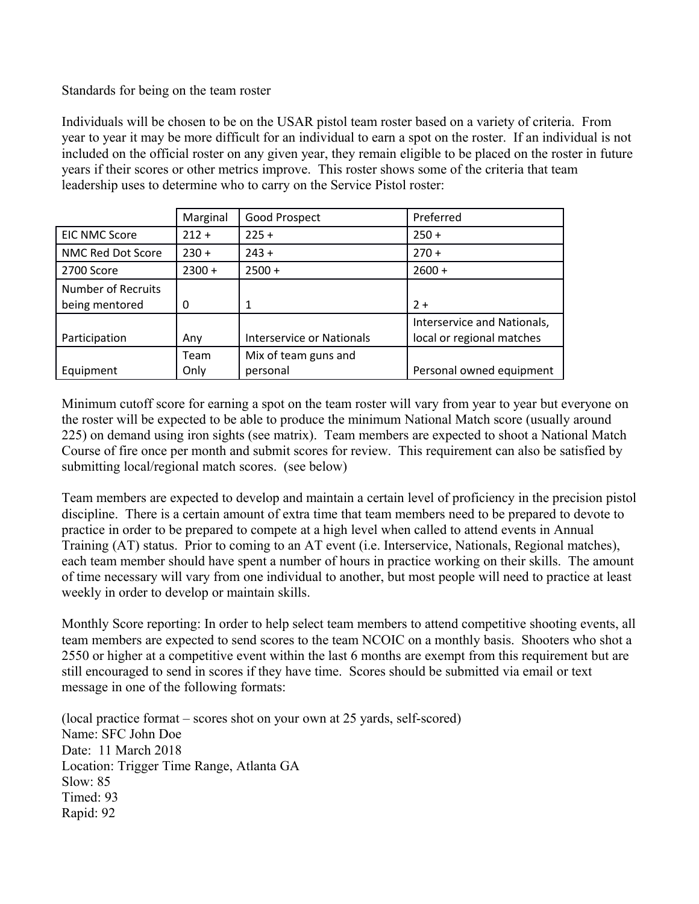Standards for being on the team roster

Individuals will be chosen to be on the USAR pistol team roster based on a variety of criteria. From year to year it may be more difficult for an individual to earn a spot on the roster. If an individual is not included on the official roster on any given year, they remain eligible to be placed on the roster in future years if their scores or other metrics improve. This roster shows some of the criteria that team leadership uses to determine who to carry on the Service Pistol roster:

| | Marginal | Good Prospect | Preferred |
|---|---|---|---|
| EIC NMC Score | 212 + | 225 + | 250 + |
| NMC Red Dot Score | 230 + | 243 + | 270 + |
| 2700 Score | 2300 + | 2500 + | 2600 + |
| Number of Recruits being mentored | 0 | 1 | 2 + |
| Participation | Any | Interservice or Nationals | Interservice and Nationals, local or regional matches |
| Equipment | Team Only | Mix of team guns and personal | Personal owned equipment |

Minimum cutoff score for earning a spot on the team roster will vary from year to year but everyone on the roster will be expected to be able to produce the minimum National Match score (usually around 225) on demand using iron sights (see matrix). Team members are expected to shoot a National Match Course of fire once per month and submit scores for review. This requirement can also be satisfied by submitting local/regional match scores. (see below)

Team members are expected to develop and maintain a certain level of proficiency in the precision pistol discipline. There is a certain amount of extra time that team members need to be prepared to devote to practice in order to be prepared to compete at a high level when called to attend events in Annual Training (AT) status. Prior to coming to an AT event (i.e. Interservice, Nationals, Regional matches), each team member should have spent a number of hours in practice working on their skills. The amount of time necessary will vary from one individual to another, but most people will need to practice at least weekly in order to develop or maintain skills.

Monthly Score reporting: In order to help select team members to attend competitive shooting events, all team members are expected to send scores to the team NCOIC on a monthly basis. Shooters who shot a 2550 or higher at a competitive event within the last 6 months are exempt from this requirement but are still encouraged to send in scores if they have time. Scores should be submitted via email or text message in one of the following formats:

(local practice format – scores shot on your own at 25 yards, self-scored)
Name: SFC John Doe
Date: 11 March 2018
Location: Trigger Time Range, Atlanta GA
Slow: 85
Timed: 93
Rapid: 92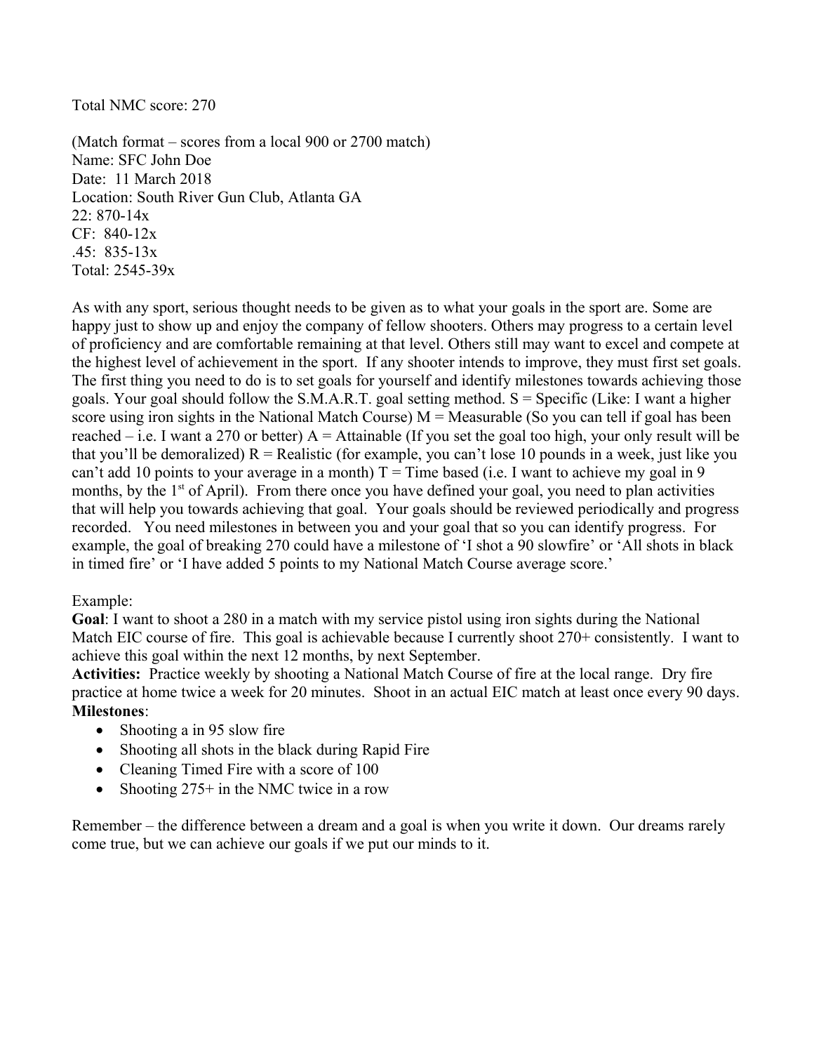Total NMC score: 270

(Match format – scores from a local 900 or 2700 match)
Name: SFC John Doe
Date: 11 March 2018
Location: South River Gun Club, Atlanta GA
22: 870-14x
CF: 840-12x
.45: 835-13x
Total: 2545-39x

As with any sport, serious thought needs to be given as to what your goals in the sport are. Some are happy just to show up and enjoy the company of fellow shooters. Others may progress to a certain level of proficiency and are comfortable remaining at that level. Others still may want to excel and compete at the highest level of achievement in the sport. If any shooter intends to improve, they must first set goals. The first thing you need to do is to set goals for yourself and identify milestones towards achieving those goals. Your goal should follow the S.M.A.R.T. goal setting method. S = Specific (Like: I want a higher score using iron sights in the National Match Course) M = Measurable (So you can tell if goal has been reached – i.e. I want a 270 or better) A = Attainable (If you set the goal too high, your only result will be that you'll be demoralized) R = Realistic (for example, you can't lose 10 pounds in a week, just like you can't add 10 points to your average in a month) T = Time based (i.e. I want to achieve my goal in 9 months, by the 1st of April). From there once you have defined your goal, you need to plan activities that will help you towards achieving that goal. Your goals should be reviewed periodically and progress recorded. You need milestones in between you and your goal that so you can identify progress. For example, the goal of breaking 270 could have a milestone of 'I shot a 90 slowfire' or 'All shots in black in timed fire' or 'I have added 5 points to my National Match Course average score.'

Example:

**Goal**: I want to shoot a 280 in a match with my service pistol using iron sights during the National Match EIC course of fire. This goal is achievable because I currently shoot 270+ consistently. I want to achieve this goal within the next 12 months, by next September.

**Activities:** Practice weekly by shooting a National Match Course of fire at the local range. Dry fire practice at home twice a week for 20 minutes. Shoot in an actual EIC match at least once every 90 days.

**Milestones**:

- Shooting a in 95 slow fire
- Shooting all shots in the black during Rapid Fire
- Cleaning Timed Fire with a score of 100
- Shooting 275+ in the NMC twice in a row

Remember – the difference between a dream and a goal is when you write it down. Our dreams rarely come true, but we can achieve our goals if we put our minds to it.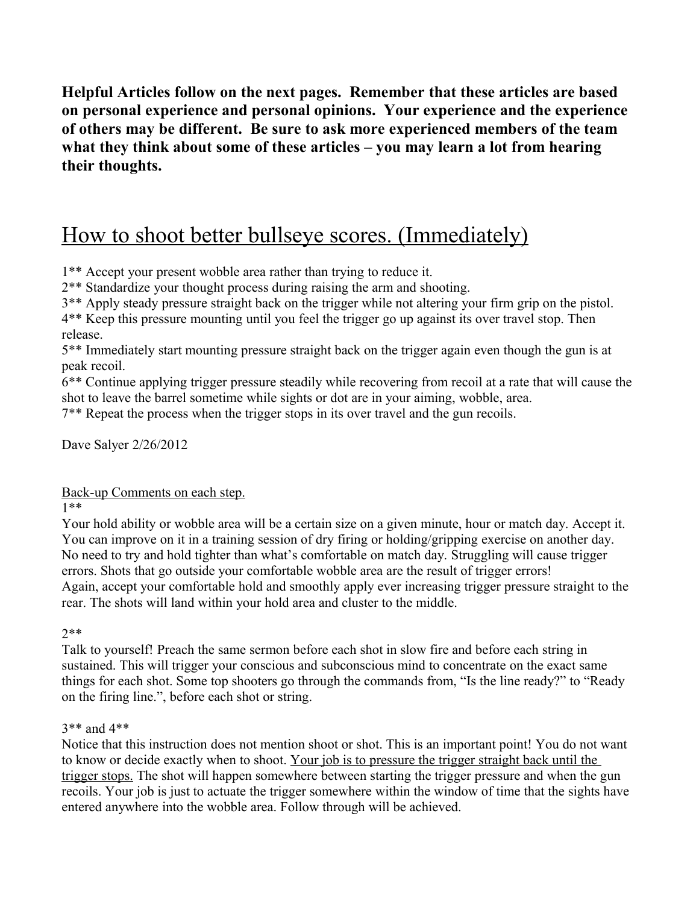**Helpful Articles follow on the next pages. Remember that these articles are based on personal experience and personal opinions. Your experience and the experience of others may be different. Be sure to ask more experienced members of the team what they think about some of these articles – you may learn a lot from hearing their thoughts.**

# How to shoot better bullseye scores. (Immediately)

1** Accept your present wobble area rather than trying to reduce it.
2** Standardize your thought process during raising the arm and shooting.
3** Apply steady pressure straight back on the trigger while not altering your firm grip on the pistol.
4** Keep this pressure mounting until you feel the trigger go up against its over travel stop. Then release.
5** Immediately start mounting pressure straight back on the trigger again even though the gun is at peak recoil.
6** Continue applying trigger pressure steadily while recovering from recoil at a rate that will cause the shot to leave the barrel sometime while sights or dot are in your aiming, wobble, area.
7** Repeat the process when the trigger stops in its over travel and the gun recoils.

Dave Salyer 2/26/2012

<u>Back-up Comments on each step.</u>

1**

Your hold ability or wobble area will be a certain size on a given minute, hour or match day. Accept it. You can improve on it in a training session of dry firing or holding/gripping exercise on another day. No need to try and hold tighter than what's comfortable on match day. Struggling will cause trigger errors. Shots that go outside your comfortable wobble area are the result of trigger errors!
Again, accept your comfortable hold and smoothly apply ever increasing trigger pressure straight to the rear. The shots will land within your hold area and cluster to the middle.

2**

Talk to yourself! Preach the same sermon before each shot in slow fire and before each string in sustained. This will trigger your conscious and subconscious mind to concentrate on the exact same things for each shot. Some top shooters go through the commands from, "Is the line ready?" to "Ready on the firing line.", before each shot or string.

3** and 4**

Notice that this instruction does not mention shoot or shot. This is an important point! You do not want to know or decide exactly when to shoot. <u>Your job is to pressure the trigger straight back until the trigger stops.</u> The shot will happen somewhere between starting the trigger pressure and when the gun recoils. Your job is just to actuate the trigger somewhere within the window of time that the sights have entered anywhere into the wobble area. Follow through will be achieved.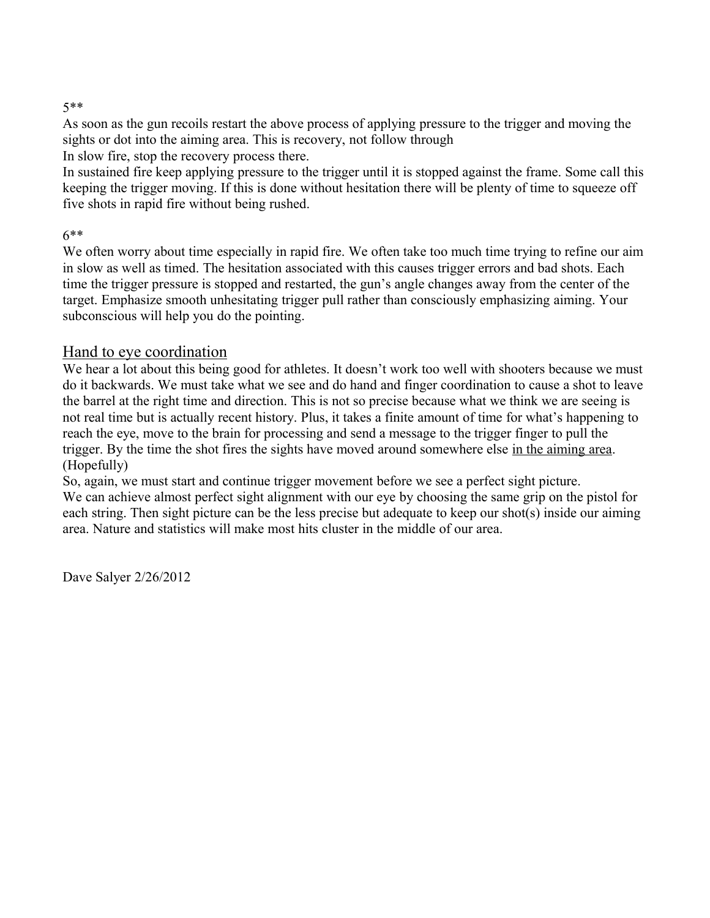5**

As soon as the gun recoils restart the above process of applying pressure to the trigger and moving the sights or dot into the aiming area. This is recovery, not follow through

In slow fire, stop the recovery process there.

In sustained fire keep applying pressure to the trigger until it is stopped against the frame. Some call this keeping the trigger moving. If this is done without hesitation there will be plenty of time to squeeze off five shots in rapid fire without being rushed.

6**

We often worry about time especially in rapid fire. We often take too much time trying to refine our aim in slow as well as timed. The hesitation associated with this causes trigger errors and bad shots. Each time the trigger pressure is stopped and restarted, the gun's angle changes away from the center of the target. Emphasize smooth unhesitating trigger pull rather than consciously emphasizing aiming. Your subconscious will help you do the pointing.

## Hand to eye coordination

We hear a lot about this being good for athletes. It doesn't work too well with shooters because we must do it backwards. We must take what we see and do hand and finger coordination to cause a shot to leave the barrel at the right time and direction. This is not so precise because what we think we are seeing is not real time but is actually recent history. Plus, it takes a finite amount of time for what's happening to reach the eye, move to the brain for processing and send a message to the trigger finger to pull the trigger. By the time the shot fires the sights have moved around somewhere else in the aiming area. (Hopefully)

So, again, we must start and continue trigger movement before we see a perfect sight picture.

We can achieve almost perfect sight alignment with our eye by choosing the same grip on the pistol for each string. Then sight picture can be the less precise but adequate to keep our shot(s) inside our aiming area. Nature and statistics will make most hits cluster in the middle of our area.

Dave Salyer 2/26/2012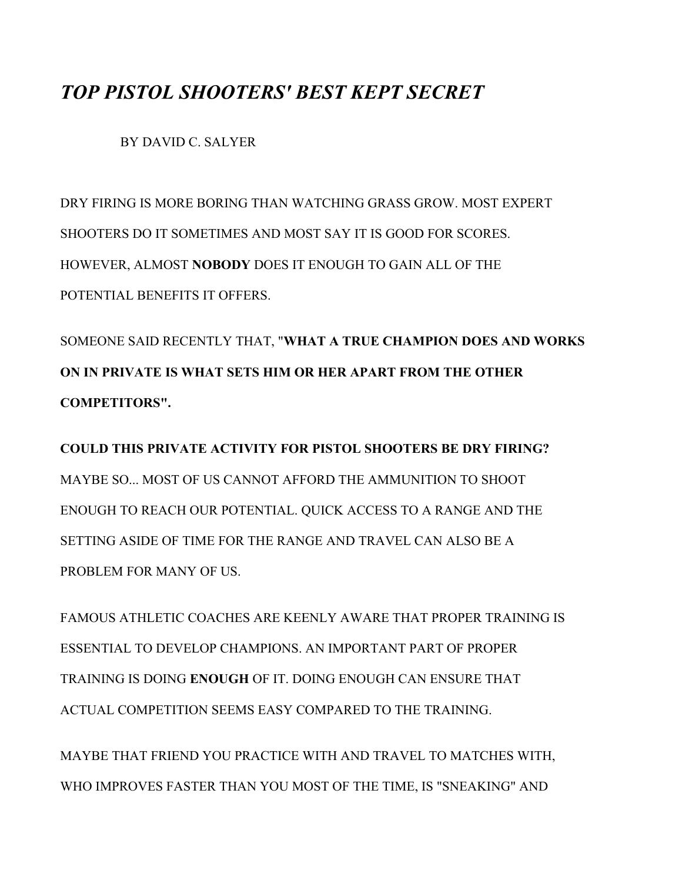# *TOP PISTOL SHOOTERS' BEST KEPT SECRET*

BY DAVID C. SALYER

DRY FIRING IS MORE BORING THAN WATCHING GRASS GROW. MOST EXPERT SHOOTERS DO IT SOMETIMES AND MOST SAY IT IS GOOD FOR SCORES. HOWEVER, ALMOST **NOBODY** DOES IT ENOUGH TO GAIN ALL OF THE POTENTIAL BENEFITS IT OFFERS.

SOMEONE SAID RECENTLY THAT, "**WHAT A TRUE CHAMPION DOES AND WORKS ON IN PRIVATE IS WHAT SETS HIM OR HER APART FROM THE OTHER COMPETITORS".**

**COULD THIS PRIVATE ACTIVITY FOR PISTOL SHOOTERS BE DRY FIRING?** MAYBE SO... MOST OF US CANNOT AFFORD THE AMMUNITION TO SHOOT ENOUGH TO REACH OUR POTENTIAL. QUICK ACCESS TO A RANGE AND THE SETTING ASIDE OF TIME FOR THE RANGE AND TRAVEL CAN ALSO BE A PROBLEM FOR MANY OF US.

FAMOUS ATHLETIC COACHES ARE KEENLY AWARE THAT PROPER TRAINING IS ESSENTIAL TO DEVELOP CHAMPIONS. AN IMPORTANT PART OF PROPER TRAINING IS DOING **ENOUGH** OF IT. DOING ENOUGH CAN ENSURE THAT ACTUAL COMPETITION SEEMS EASY COMPARED TO THE TRAINING.

MAYBE THAT FRIEND YOU PRACTICE WITH AND TRAVEL TO MATCHES WITH, WHO IMPROVES FASTER THAN YOU MOST OF THE TIME, IS "SNEAKING" AND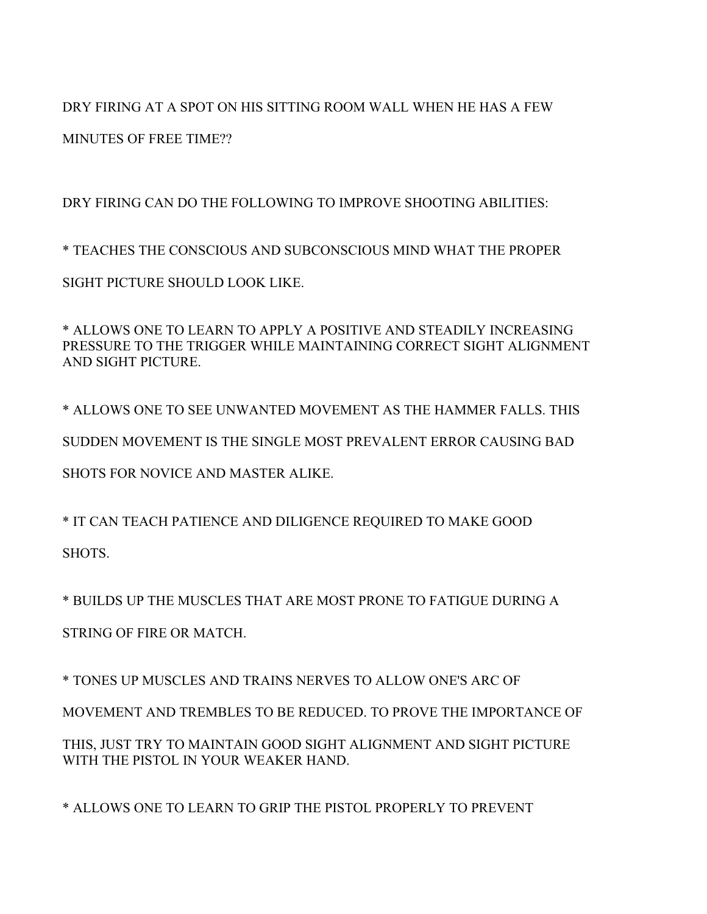DRY FIRING AT A SPOT ON HIS SITTING ROOM WALL WHEN HE HAS A FEW MINUTES OF FREE TIME??

DRY FIRING CAN DO THE FOLLOWING TO IMPROVE SHOOTING ABILITIES:

* TEACHES THE CONSCIOUS AND SUBCONSCIOUS MIND WHAT THE PROPER SIGHT PICTURE SHOULD LOOK LIKE.

* ALLOWS ONE TO LEARN TO APPLY A POSITIVE AND STEADILY INCREASING PRESSURE TO THE TRIGGER WHILE MAINTAINING CORRECT SIGHT ALIGNMENT AND SIGHT PICTURE.

* ALLOWS ONE TO SEE UNWANTED MOVEMENT AS THE HAMMER FALLS. THIS SUDDEN MOVEMENT IS THE SINGLE MOST PREVALENT ERROR CAUSING BAD SHOTS FOR NOVICE AND MASTER ALIKE.

* IT CAN TEACH PATIENCE AND DILIGENCE REQUIRED TO MAKE GOOD SHOTS.

* BUILDS UP THE MUSCLES THAT ARE MOST PRONE TO FATIGUE DURING A STRING OF FIRE OR MATCH.

* TONES UP MUSCLES AND TRAINS NERVES TO ALLOW ONE'S ARC OF MOVEMENT AND TREMBLES TO BE REDUCED. TO PROVE THE IMPORTANCE OF THIS, JUST TRY TO MAINTAIN GOOD SIGHT ALIGNMENT AND SIGHT PICTURE WITH THE PISTOL IN YOUR WEAKER HAND.

* ALLOWS ONE TO LEARN TO GRIP THE PISTOL PROPERLY TO PREVENT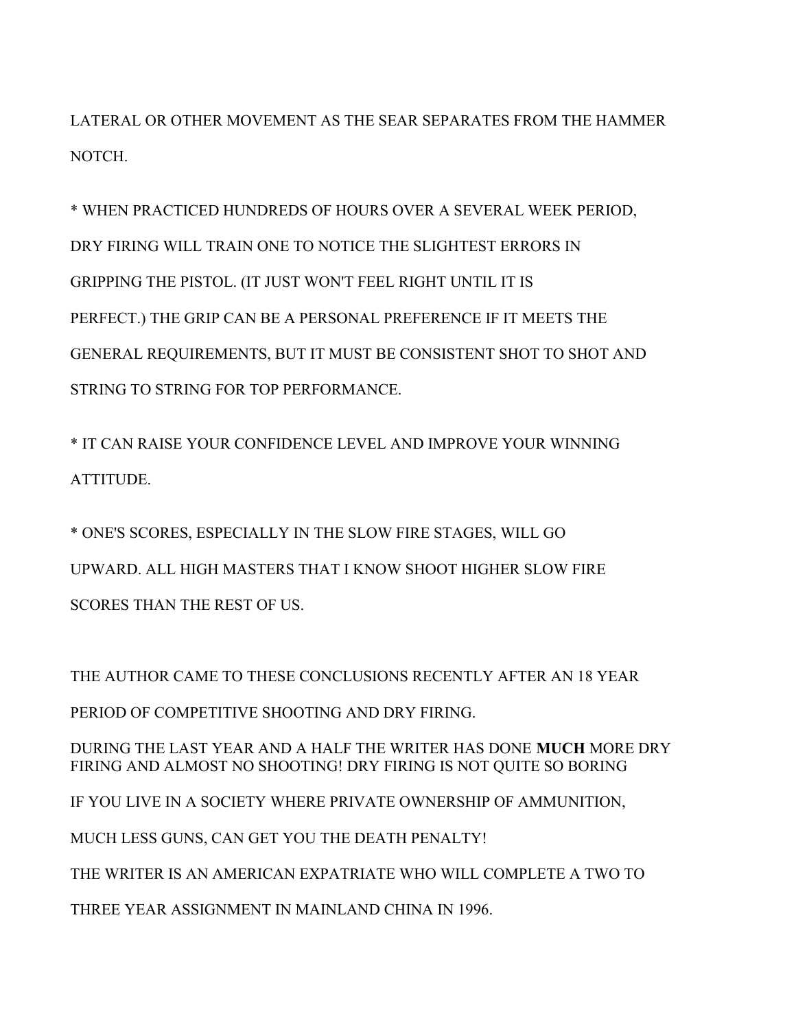LATERAL OR OTHER MOVEMENT AS THE SEAR SEPARATES FROM THE HAMMER NOTCH.

* WHEN PRACTICED HUNDREDS OF HOURS OVER A SEVERAL WEEK PERIOD, DRY FIRING WILL TRAIN ONE TO NOTICE THE SLIGHTEST ERRORS IN GRIPPING THE PISTOL. (IT JUST WON'T FEEL RIGHT UNTIL IT IS PERFECT.) THE GRIP CAN BE A PERSONAL PREFERENCE IF IT MEETS THE GENERAL REQUIREMENTS, BUT IT MUST BE CONSISTENT SHOT TO SHOT AND STRING TO STRING FOR TOP PERFORMANCE.

* IT CAN RAISE YOUR CONFIDENCE LEVEL AND IMPROVE YOUR WINNING ATTITUDE.

* ONE'S SCORES, ESPECIALLY IN THE SLOW FIRE STAGES, WILL GO UPWARD. ALL HIGH MASTERS THAT I KNOW SHOOT HIGHER SLOW FIRE SCORES THAN THE REST OF US.

THE AUTHOR CAME TO THESE CONCLUSIONS RECENTLY AFTER AN 18 YEAR PERIOD OF COMPETITIVE SHOOTING AND DRY FIRING.

DURING THE LAST YEAR AND A HALF THE WRITER HAS DONE **MUCH** MORE DRY FIRING AND ALMOST NO SHOOTING! DRY FIRING IS NOT QUITE SO BORING IF YOU LIVE IN A SOCIETY WHERE PRIVATE OWNERSHIP OF AMMUNITION, MUCH LESS GUNS, CAN GET YOU THE DEATH PENALTY!

THE WRITER IS AN AMERICAN EXPATRIATE WHO WILL COMPLETE A TWO TO THREE YEAR ASSIGNMENT IN MAINLAND CHINA IN 1996.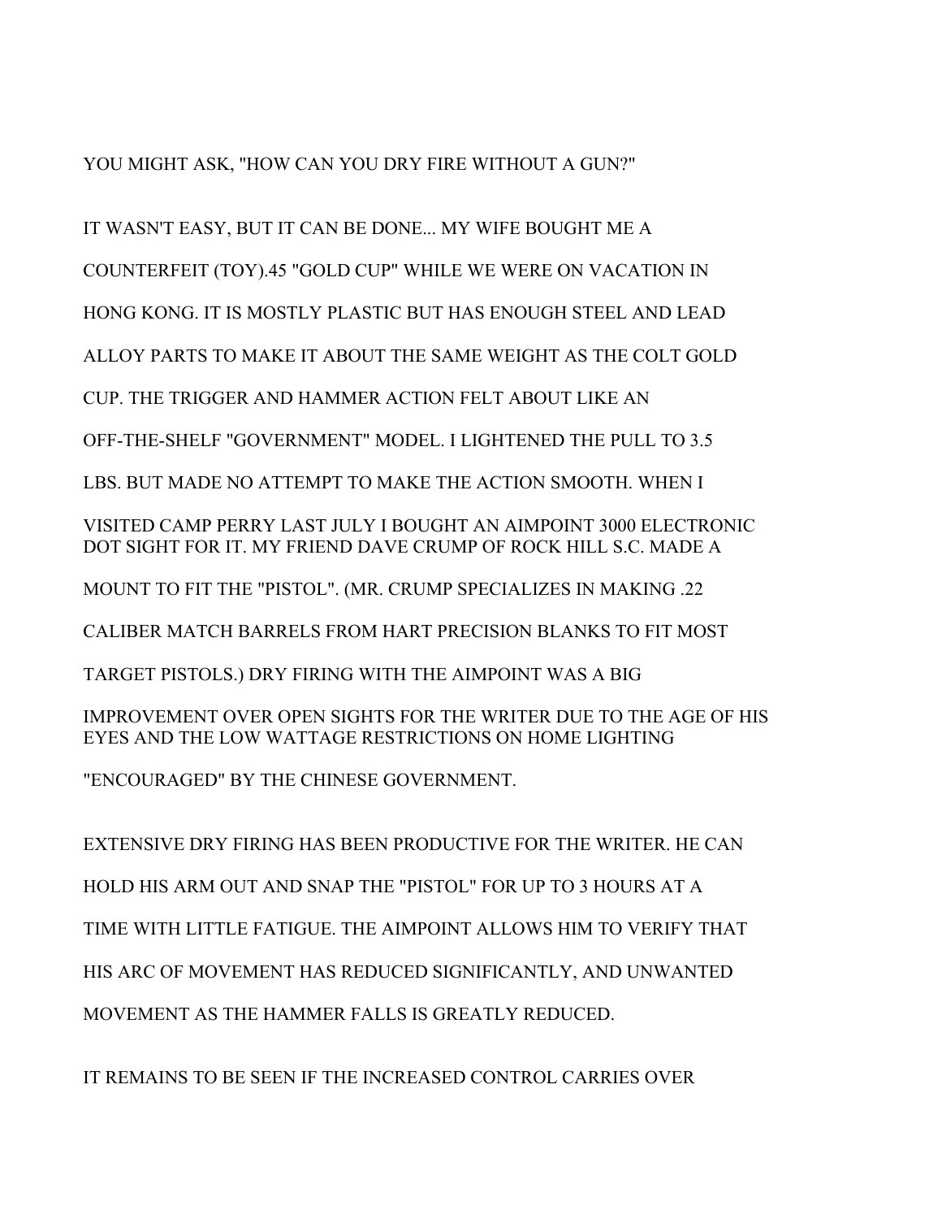YOU MIGHT ASK, "HOW CAN YOU DRY FIRE WITHOUT A GUN?"

IT WASN'T EASY, BUT IT CAN BE DONE... MY WIFE BOUGHT ME A COUNTERFEIT (TOY).45 "GOLD CUP" WHILE WE WERE ON VACATION IN HONG KONG. IT IS MOSTLY PLASTIC BUT HAS ENOUGH STEEL AND LEAD ALLOY PARTS TO MAKE IT ABOUT THE SAME WEIGHT AS THE COLT GOLD CUP. THE TRIGGER AND HAMMER ACTION FELT ABOUT LIKE AN OFF-THE-SHELF "GOVERNMENT" MODEL. I LIGHTENED THE PULL TO 3.5 LBS. BUT MADE NO ATTEMPT TO MAKE THE ACTION SMOOTH. WHEN I VISITED CAMP PERRY LAST JULY I BOUGHT AN AIMPOINT 3000 ELECTRONIC DOT SIGHT FOR IT. MY FRIEND DAVE CRUMP OF ROCK HILL S.C. MADE A MOUNT TO FIT THE "PISTOL". (MR. CRUMP SPECIALIZES IN MAKING .22 CALIBER MATCH BARRELS FROM HART PRECISION BLANKS TO FIT MOST TARGET PISTOLS.) DRY FIRING WITH THE AIMPOINT WAS A BIG IMPROVEMENT OVER OPEN SIGHTS FOR THE WRITER DUE TO THE AGE OF HIS EYES AND THE LOW WATTAGE RESTRICTIONS ON HOME LIGHTING "ENCOURAGED" BY THE CHINESE GOVERNMENT.

EXTENSIVE DRY FIRING HAS BEEN PRODUCTIVE FOR THE WRITER. HE CAN HOLD HIS ARM OUT AND SNAP THE "PISTOL" FOR UP TO 3 HOURS AT A TIME WITH LITTLE FATIGUE. THE AIMPOINT ALLOWS HIM TO VERIFY THAT HIS ARC OF MOVEMENT HAS REDUCED SIGNIFICANTLY, AND UNWANTED MOVEMENT AS THE HAMMER FALLS IS GREATLY REDUCED.

IT REMAINS TO BE SEEN IF THE INCREASED CONTROL CARRIES OVER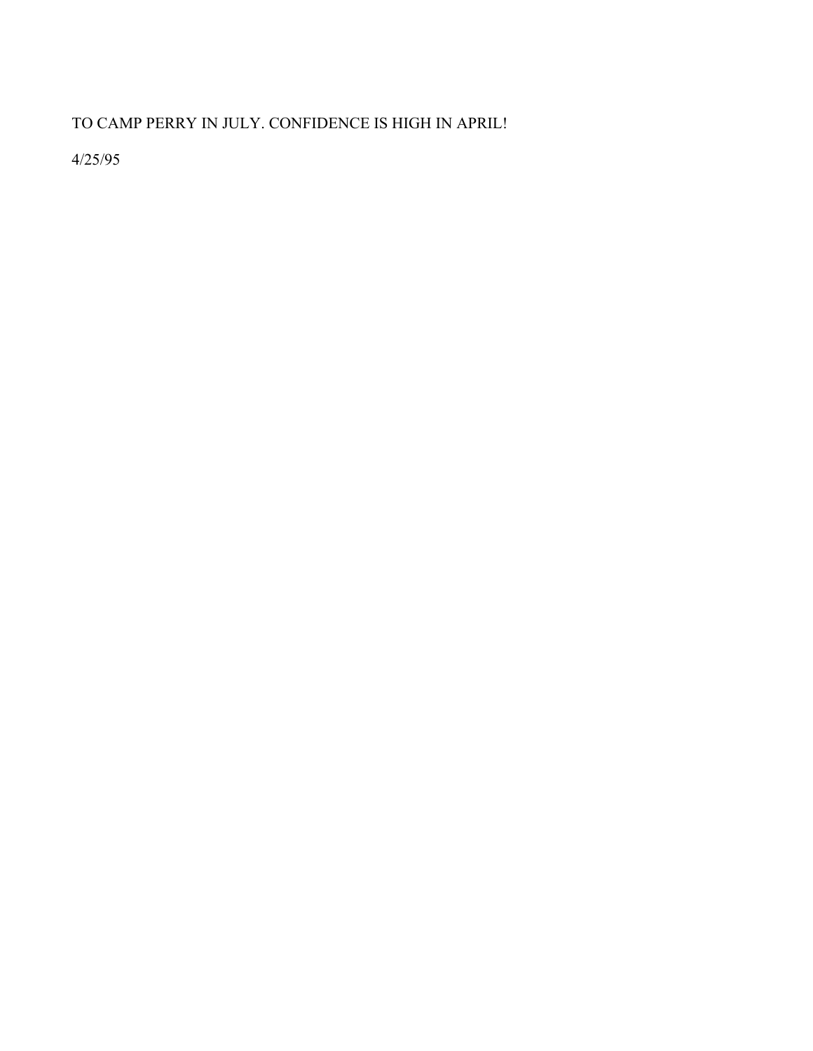TO CAMP PERRY IN JULY. CONFIDENCE IS HIGH IN APRIL!

4/25/95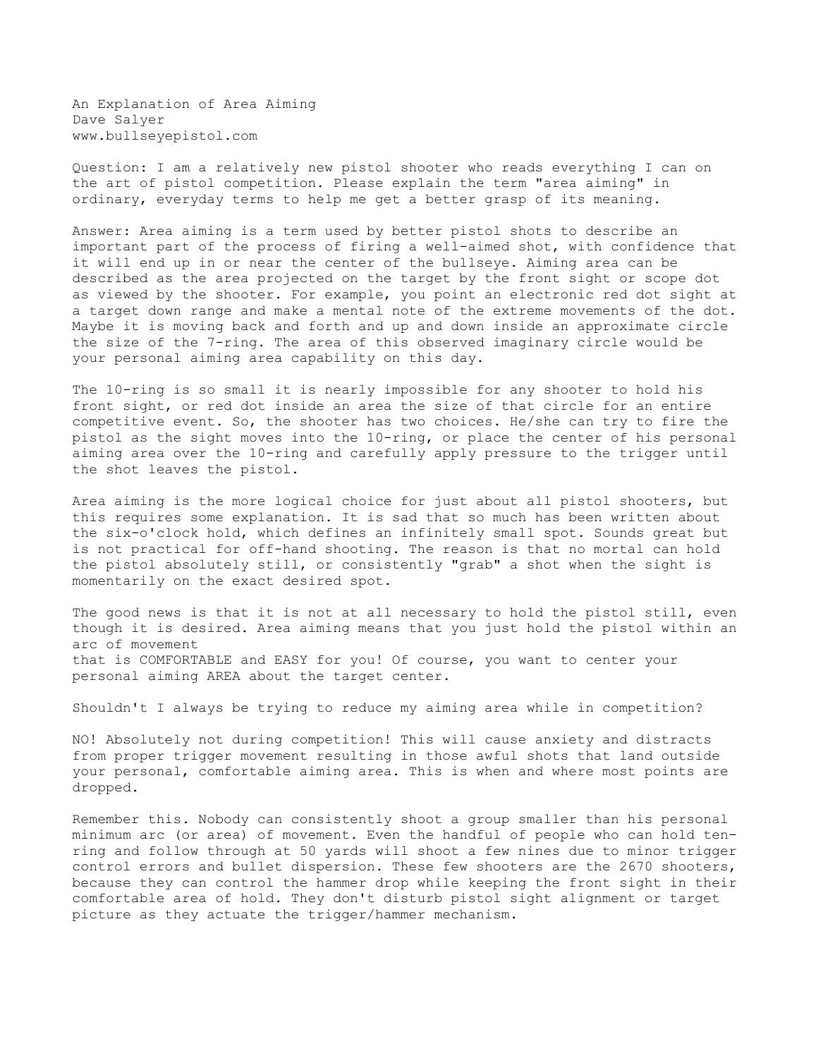# An Explanation of Area Aiming

Dave Salyer
www.bullseyepistol.com

Question: I am a relatively new pistol shooter who reads everything I can on the art of pistol competition. Please explain the term "area aiming" in ordinary, everyday terms to help me get a better grasp of its meaning.

Answer: Area aiming is a term used by better pistol shots to describe an important part of the process of firing a well-aimed shot, with confidence that it will end up in or near the center of the bullseye. Aiming area can be described as the area projected on the target by the front sight or scope dot as viewed by the shooter. For example, you point an electronic red dot sight at a target down range and make a mental note of the extreme movements of the dot. Maybe it is moving back and forth and up and down inside an approximate circle the size of the 7-ring. The area of this observed imaginary circle would be your personal aiming area capability on this day.

The 10-ring is so small it is nearly impossible for any shooter to hold his front sight, or red dot inside an area the size of that circle for an entire competitive event. So, the shooter has two choices. He/she can try to fire the pistol as the sight moves into the 10-ring, or place the center of his personal aiming area over the 10-ring and carefully apply pressure to the trigger until the shot leaves the pistol.

Area aiming is the more logical choice for just about all pistol shooters, but this requires some explanation. It is sad that so much has been written about the six-o'clock hold, which defines an infinitely small spot. Sounds great but is not practical for off-hand shooting. The reason is that no mortal can hold the pistol absolutely still, or consistently "grab" a shot when the sight is momentarily on the exact desired spot.

The good news is that it is not at all necessary to hold the pistol still, even though it is desired. Area aiming means that you just hold the pistol within an arc of movement that is COMFORTABLE and EASY for you! Of course, you want to center your personal aiming AREA about the target center.

Shouldn't I always be trying to reduce my aiming area while in competition?

NO! Absolutely not during competition! This will cause anxiety and distracts from proper trigger movement resulting in those awful shots that land outside your personal, comfortable aiming area. This is when and where most points are dropped.

Remember this. Nobody can consistently shoot a group smaller than his personal minimum arc (or area) of movement. Even the handful of people who can hold ten-ring and follow through at 50 yards will shoot a few nines due to minor trigger control errors and bullet dispersion. These few shooters are the 2670 shooters, because they can control the hammer drop while keeping the front sight in their comfortable area of hold. They don't disturb pistol sight alignment or target picture as they actuate the trigger/hammer mechanism.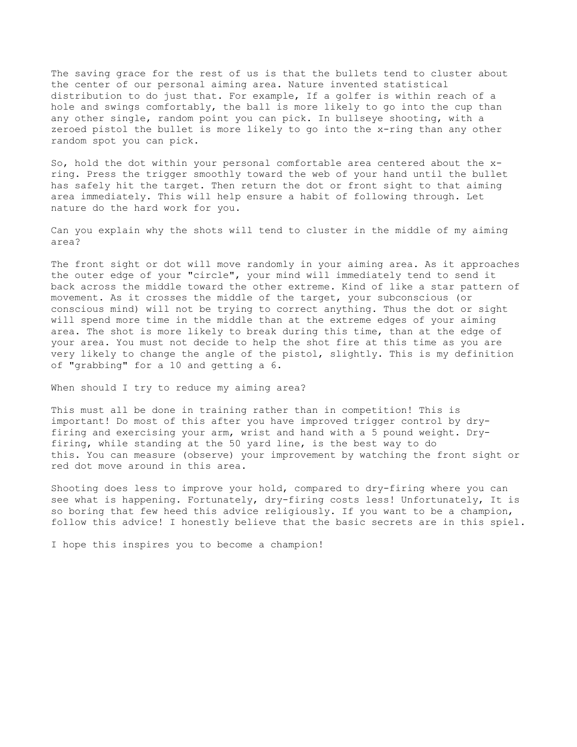The saving grace for the rest of us is that the bullets tend to cluster about the center of our personal aiming area. Nature invented statistical distribution to do just that. For example, If a golfer is within reach of a hole and swings comfortably, the ball is more likely to go into the cup than any other single, random point you can pick. In bullseye shooting, with a zeroed pistol the bullet is more likely to go into the x-ring than any other random spot you can pick.

So, hold the dot within your personal comfortable area centered about the x-ring. Press the trigger smoothly toward the web of your hand until the bullet has safely hit the target. Then return the dot or front sight to that aiming area immediately. This will help ensure a habit of following through. Let nature do the hard work for you.

Can you explain why the shots will tend to cluster in the middle of my aiming area?

The front sight or dot will move randomly in your aiming area. As it approaches the outer edge of your "circle", your mind will immediately tend to send it back across the middle toward the other extreme. Kind of like a star pattern of movement. As it crosses the middle of the target, your subconscious (or conscious mind) will not be trying to correct anything. Thus the dot or sight will spend more time in the middle than at the extreme edges of your aiming area. The shot is more likely to break during this time, than at the edge of your area. You must not decide to help the shot fire at this time as you are very likely to change the angle of the pistol, slightly. This is my definition of "grabbing" for a 10 and getting a 6.

When should I try to reduce my aiming area?

This must all be done in training rather than in competition! This is important! Do most of this after you have improved trigger control by dry-firing and exercising your arm, wrist and hand with a 5 pound weight. Dry-firing, while standing at the 50 yard line, is the best way to do this. You can measure (observe) your improvement by watching the front sight or red dot move around in this area.

Shooting does less to improve your hold, compared to dry-firing where you can see what is happening. Fortunately, dry-firing costs less! Unfortunately, It is so boring that few heed this advice religiously. If you want to be a champion, follow this advice! I honestly believe that the basic secrets are in this spiel.

I hope this inspires you to become a champion!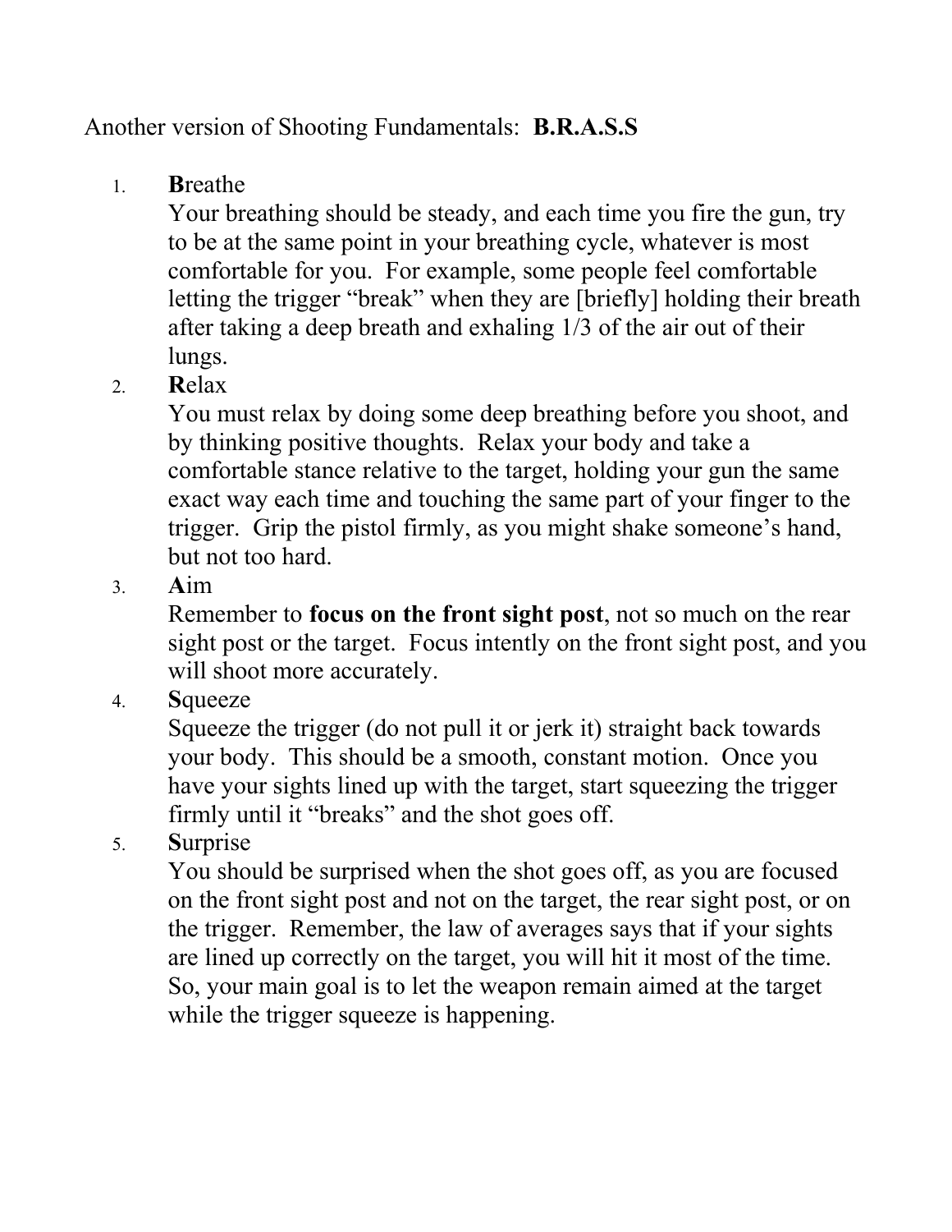Another version of Shooting Fundamentals: **B.R.A.S.S**

1. **B**reathe
   Your breathing should be steady, and each time you fire the gun, try to be at the same point in your breathing cycle, whatever is most comfortable for you. For example, some people feel comfortable letting the trigger "break" when they are [briefly] holding their breath after taking a deep breath and exhaling 1/3 of the air out of their lungs.
2. **R**elax
   You must relax by doing some deep breathing before you shoot, and by thinking positive thoughts. Relax your body and take a comfortable stance relative to the target, holding your gun the same exact way each time and touching the same part of your finger to the trigger. Grip the pistol firmly, as you might shake someone's hand, but not too hard.
3. **A**im
   Remember to **focus on the front sight post**, not so much on the rear sight post or the target. Focus intently on the front sight post, and you will shoot more accurately.
4. **S**queeze
   Squeeze the trigger (do not pull it or jerk it) straight back towards your body. This should be a smooth, constant motion. Once you have your sights lined up with the target, start squeezing the trigger firmly until it "breaks" and the shot goes off.
5. **S**urprise
   You should be surprised when the shot goes off, as you are focused on the front sight post and not on the target, the rear sight post, or on the trigger. Remember, the law of averages says that if your sights are lined up correctly on the target, you will hit it most of the time. So, your main goal is to let the weapon remain aimed at the target while the trigger squeeze is happening.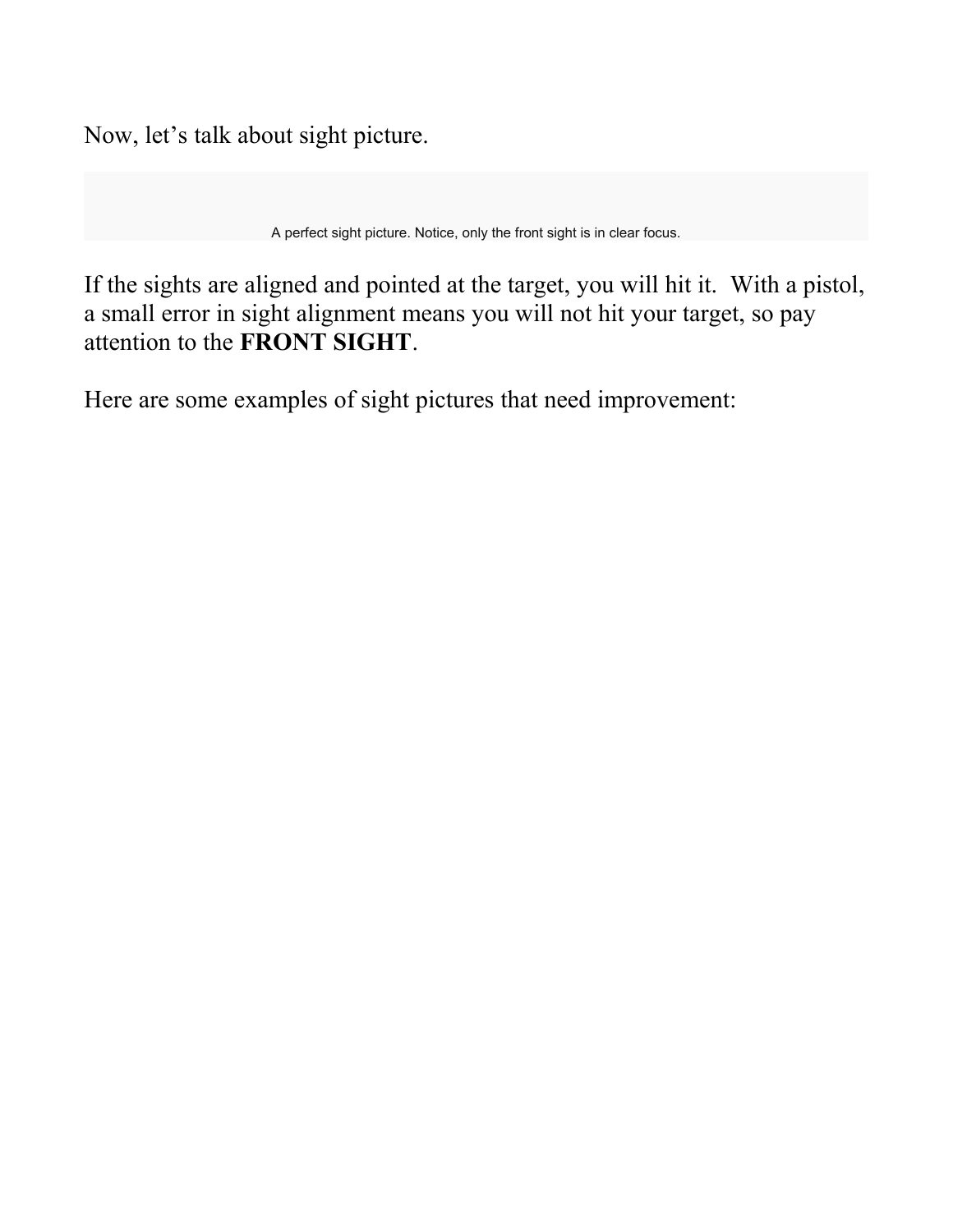Now, let's talk about sight picture.

A perfect sight picture. Notice, only the front sight is in clear focus.

If the sights are aligned and pointed at the target, you will hit it.  With a pistol, a small error in sight alignment means you will not hit your target, so pay attention to the **FRONT SIGHT**.

Here are some examples of sight pictures that need improvement: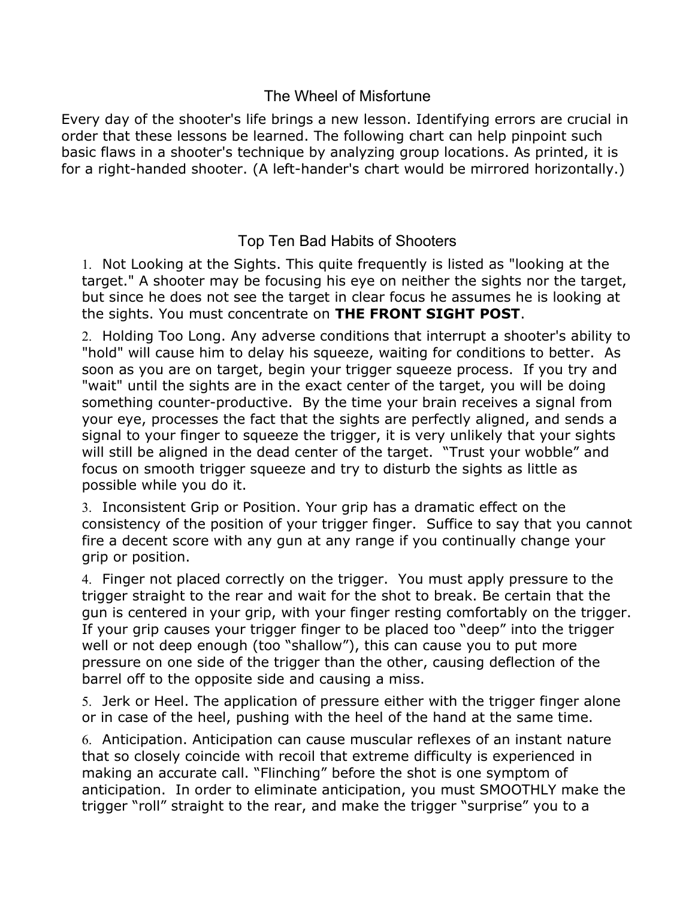## The Wheel of Misfortune

Every day of the shooter's life brings a new lesson. Identifying errors are crucial in order that these lessons be learned. The following chart can help pinpoint such basic flaws in a shooter's technique by analyzing group locations. As printed, it is for a right-handed shooter. (A left-hander's chart would be mirrored horizontally.)

## Top Ten Bad Habits of Shooters

1. Not Looking at the Sights. This quite frequently is listed as "looking at the target." A shooter may be focusing his eye on neither the sights nor the target, but since he does not see the target in clear focus he assumes he is looking at the sights. You must concentrate on **THE FRONT SIGHT POST**.

2. Holding Too Long. Any adverse conditions that interrupt a shooter's ability to "hold" will cause him to delay his squeeze, waiting for conditions to better. As soon as you are on target, begin your trigger squeeze process. If you try and "wait" until the sights are in the exact center of the target, you will be doing something counter-productive. By the time your brain receives a signal from your eye, processes the fact that the sights are perfectly aligned, and sends a signal to your finger to squeeze the trigger, it is very unlikely that your sights will still be aligned in the dead center of the target. "Trust your wobble" and focus on smooth trigger squeeze and try to disturb the sights as little as possible while you do it.

3. Inconsistent Grip or Position. Your grip has a dramatic effect on the consistency of the position of your trigger finger. Suffice to say that you cannot fire a decent score with any gun at any range if you continually change your grip or position.

4. Finger not placed correctly on the trigger. You must apply pressure to the trigger straight to the rear and wait for the shot to break. Be certain that the gun is centered in your grip, with your finger resting comfortably on the trigger. If your grip causes your trigger finger to be placed too "deep" into the trigger well or not deep enough (too "shallow"), this can cause you to put more pressure on one side of the trigger than the other, causing deflection of the barrel off to the opposite side and causing a miss.

5. Jerk or Heel. The application of pressure either with the trigger finger alone or in case of the heel, pushing with the heel of the hand at the same time.

6. Anticipation. Anticipation can cause muscular reflexes of an instant nature that so closely coincide with recoil that extreme difficulty is experienced in making an accurate call. "Flinching" before the shot is one symptom of anticipation. In order to eliminate anticipation, you must SMOOTHLY make the trigger "roll" straight to the rear, and make the trigger "surprise" you to a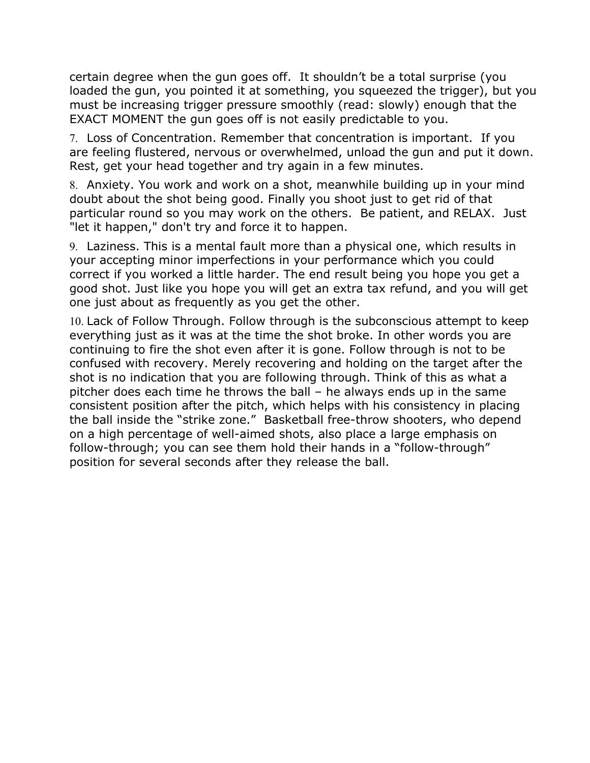certain degree when the gun goes off. It shouldn't be a total surprise (you loaded the gun, you pointed it at something, you squeezed the trigger), but you must be increasing trigger pressure smoothly (read: slowly) enough that the EXACT MOMENT the gun goes off is not easily predictable to you.

7. Loss of Concentration. Remember that concentration is important. If you are feeling flustered, nervous or overwhelmed, unload the gun and put it down. Rest, get your head together and try again in a few minutes.

8. Anxiety. You work and work on a shot, meanwhile building up in your mind doubt about the shot being good. Finally you shoot just to get rid of that particular round so you may work on the others. Be patient, and RELAX. Just "let it happen," don't try and force it to happen.

9. Laziness. This is a mental fault more than a physical one, which results in your accepting minor imperfections in your performance which you could correct if you worked a little harder. The end result being you hope you get a good shot. Just like you hope you will get an extra tax refund, and you will get one just about as frequently as you get the other.

10. Lack of Follow Through. Follow through is the subconscious attempt to keep everything just as it was at the time the shot broke. In other words you are continuing to fire the shot even after it is gone. Follow through is not to be confused with recovery. Merely recovering and holding on the target after the shot is no indication that you are following through. Think of this as what a pitcher does each time he throws the ball – he always ends up in the same consistent position after the pitch, which helps with his consistency in placing the ball inside the "strike zone." Basketball free-throw shooters, who depend on a high percentage of well-aimed shots, also place a large emphasis on follow-through; you can see them hold their hands in a "follow-through" position for several seconds after they release the ball.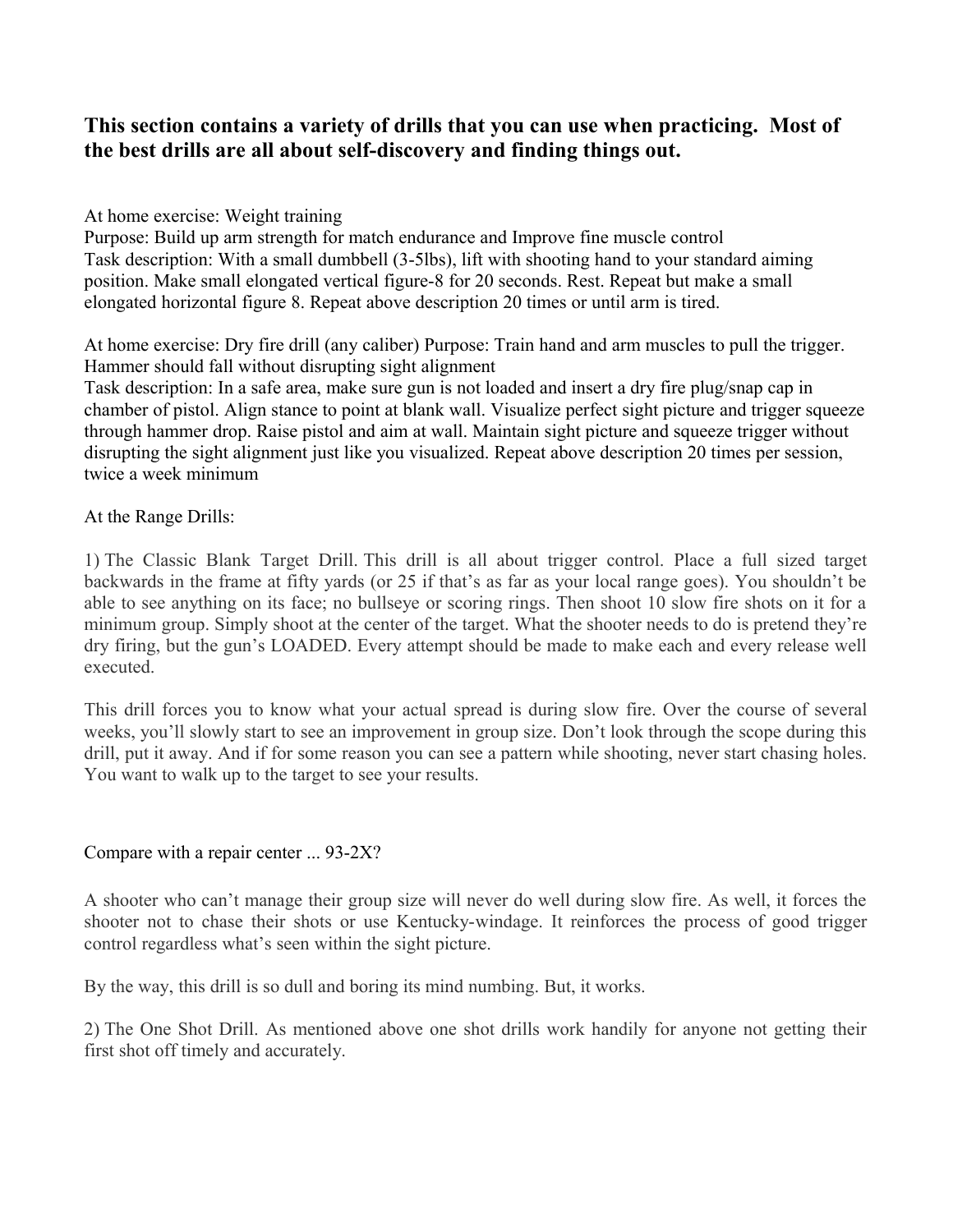**This section contains a variety of drills that you can use when practicing. Most of the best drills are all about self-discovery and finding things out.**

At home exercise: Weight training
Purpose: Build up arm strength for match endurance and Improve fine muscle control
Task description: With a small dumbbell (3-5lbs), lift with shooting hand to your standard aiming position. Make small elongated vertical figure-8 for 20 seconds. Rest. Repeat but make a small elongated horizontal figure 8. Repeat above description 20 times or until arm is tired.

At home exercise: Dry fire drill (any caliber) Purpose: Train hand and arm muscles to pull the trigger. Hammer should fall without disrupting sight alignment
Task description: In a safe area, make sure gun is not loaded and insert a dry fire plug/snap cap in chamber of pistol. Align stance to point at blank wall. Visualize perfect sight picture and trigger squeeze through hammer drop. Raise pistol and aim at wall. Maintain sight picture and squeeze trigger without disrupting the sight alignment just like you visualized. Repeat above description 20 times per session, twice a week minimum

At the Range Drills:

1) The Classic Blank Target Drill. This drill is all about trigger control. Place a full sized target backwards in the frame at fifty yards (or 25 if that's as far as your local range goes). You shouldn't be able to see anything on its face; no bullseye or scoring rings. Then shoot 10 slow fire shots on it for a minimum group. Simply shoot at the center of the target. What the shooter needs to do is pretend they're dry firing, but the gun's LOADED. Every attempt should be made to make each and every release well executed.

This drill forces you to know what your actual spread is during slow fire. Over the course of several weeks, you'll slowly start to see an improvement in group size. Don't look through the scope during this drill, put it away. And if for some reason you can see a pattern while shooting, never start chasing holes. You want to walk up to the target to see your results.

Compare with a repair center ... 93-2X?

A shooter who can't manage their group size will never do well during slow fire. As well, it forces the shooter not to chase their shots or use Kentucky-windage. It reinforces the process of good trigger control regardless what's seen within the sight picture.

By the way, this drill is so dull and boring its mind numbing. But, it works.

2) The One Shot Drill. As mentioned above one shot drills work handily for anyone not getting their first shot off timely and accurately.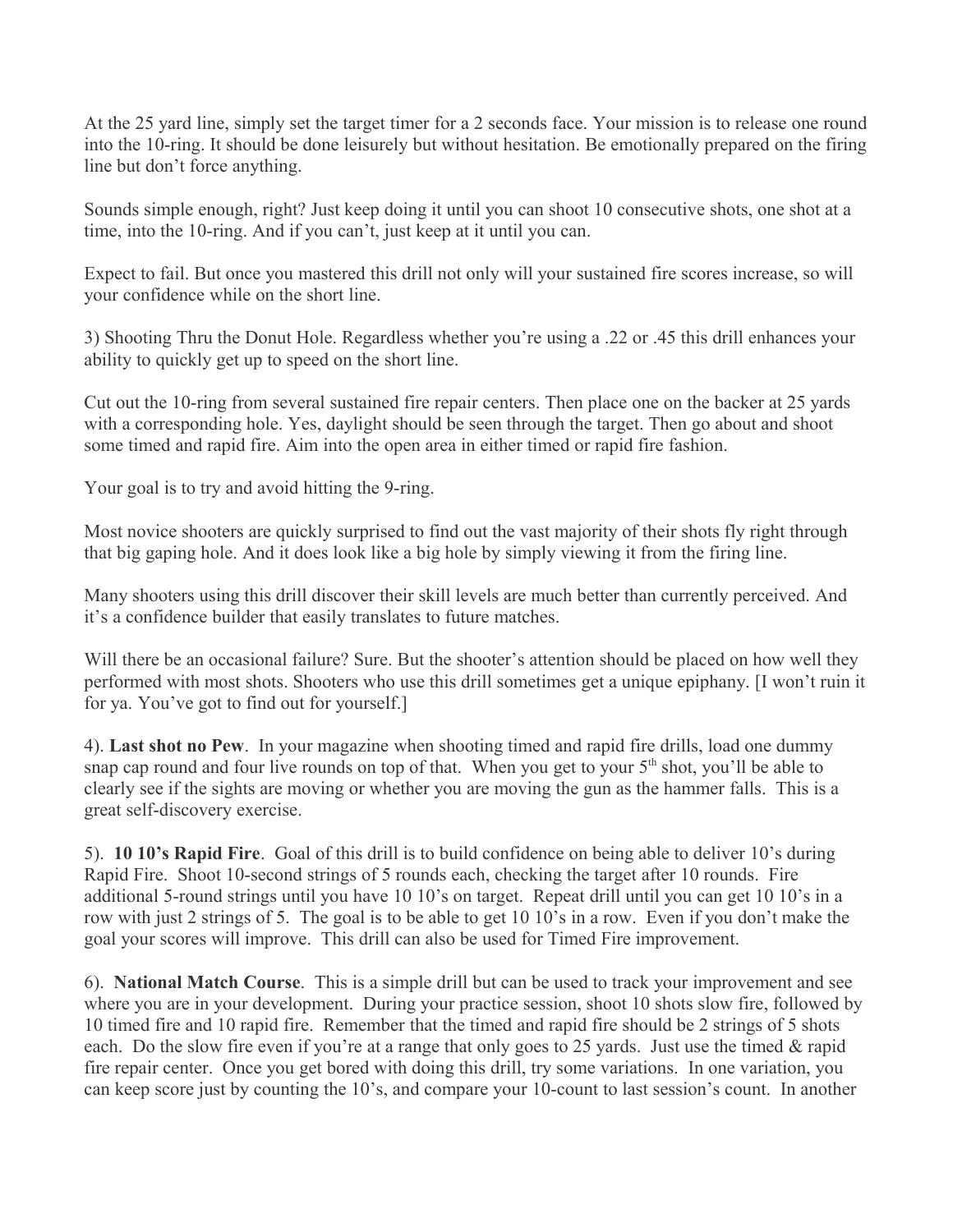At the 25 yard line, simply set the target timer for a 2 seconds face. Your mission is to release one round into the 10-ring. It should be done leisurely but without hesitation. Be emotionally prepared on the firing line but don't force anything.

Sounds simple enough, right? Just keep doing it until you can shoot 10 consecutive shots, one shot at a time, into the 10-ring. And if you can't, just keep at it until you can.

Expect to fail. But once you mastered this drill not only will your sustained fire scores increase, so will your confidence while on the short line.

3) Shooting Thru the Donut Hole. Regardless whether you're using a .22 or .45 this drill enhances your ability to quickly get up to speed on the short line.

Cut out the 10-ring from several sustained fire repair centers. Then place one on the backer at 25 yards with a corresponding hole. Yes, daylight should be seen through the target. Then go about and shoot some timed and rapid fire. Aim into the open area in either timed or rapid fire fashion.

Your goal is to try and avoid hitting the 9-ring.

Most novice shooters are quickly surprised to find out the vast majority of their shots fly right through that big gaping hole. And it does look like a big hole by simply viewing it from the firing line.

Many shooters using this drill discover their skill levels are much better than currently perceived. And it's a confidence builder that easily translates to future matches.

Will there be an occasional failure? Sure. But the shooter's attention should be placed on how well they performed with most shots. Shooters who use this drill sometimes get a unique epiphany. [I won't ruin it for ya. You've got to find out for yourself.]

4). **Last shot no Pew**. In your magazine when shooting timed and rapid fire drills, load one dummy snap cap round and four live rounds on top of that. When you get to your 5th shot, you'll be able to clearly see if the sights are moving or whether you are moving the gun as the hammer falls. This is a great self-discovery exercise.

5). **10 10's Rapid Fire**. Goal of this drill is to build confidence on being able to deliver 10's during Rapid Fire. Shoot 10-second strings of 5 rounds each, checking the target after 10 rounds. Fire additional 5-round strings until you have 10 10's on target. Repeat drill until you can get 10 10's in a row with just 2 strings of 5. The goal is to be able to get 10 10's in a row. Even if you don't make the goal your scores will improve. This drill can also be used for Timed Fire improvement.

6). **National Match Course**. This is a simple drill but can be used to track your improvement and see where you are in your development. During your practice session, shoot 10 shots slow fire, followed by 10 timed fire and 10 rapid fire. Remember that the timed and rapid fire should be 2 strings of 5 shots each. Do the slow fire even if you're at a range that only goes to 25 yards. Just use the timed & rapid fire repair center. Once you get bored with doing this drill, try some variations. In one variation, you can keep score just by counting the 10's, and compare your 10-count to last session's count. In another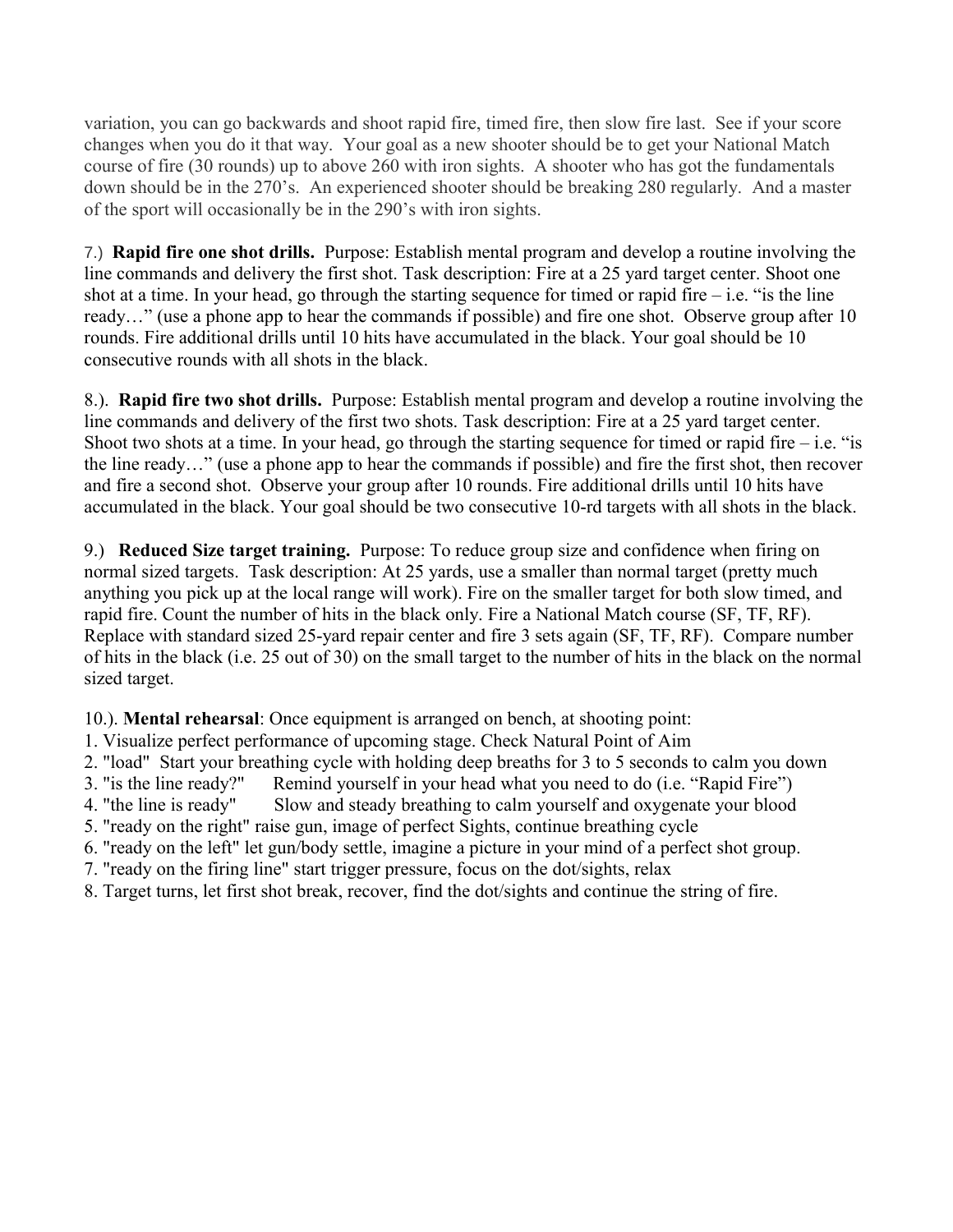variation, you can go backwards and shoot rapid fire, timed fire, then slow fire last. See if your score changes when you do it that way. Your goal as a new shooter should be to get your National Match course of fire (30 rounds) up to above 260 with iron sights. A shooter who has got the fundamentals down should be in the 270's. An experienced shooter should be breaking 280 regularly. And a master of the sport will occasionally be in the 290's with iron sights.

7.) **Rapid fire one shot drills.** Purpose: Establish mental program and develop a routine involving the line commands and delivery the first shot. Task description: Fire at a 25 yard target center. Shoot one shot at a time. In your head, go through the starting sequence for timed or rapid fire – i.e. "is the line ready…" (use a phone app to hear the commands if possible) and fire one shot. Observe group after 10 rounds. Fire additional drills until 10 hits have accumulated in the black. Your goal should be 10 consecutive rounds with all shots in the black.

8.). **Rapid fire two shot drills.** Purpose: Establish mental program and develop a routine involving the line commands and delivery of the first two shots. Task description: Fire at a 25 yard target center. Shoot two shots at a time. In your head, go through the starting sequence for timed or rapid fire – i.e. "is the line ready…" (use a phone app to hear the commands if possible) and fire the first shot, then recover and fire a second shot. Observe your group after 10 rounds. Fire additional drills until 10 hits have accumulated in the black. Your goal should be two consecutive 10-rd targets with all shots in the black.

9.) **Reduced Size target training.** Purpose: To reduce group size and confidence when firing on normal sized targets. Task description: At 25 yards, use a smaller than normal target (pretty much anything you pick up at the local range will work). Fire on the smaller target for both slow timed, and rapid fire. Count the number of hits in the black only. Fire a National Match course (SF, TF, RF). Replace with standard sized 25-yard repair center and fire 3 sets again (SF, TF, RF). Compare number of hits in the black (i.e. 25 out of 30) on the small target to the number of hits in the black on the normal sized target.

10.). **Mental rehearsal**: Once equipment is arranged on bench, at shooting point:

1. Visualize perfect performance of upcoming stage. Check Natural Point of Aim
2. "load" Start your breathing cycle with holding deep breaths for 3 to 5 seconds to calm you down
3. "is the line ready?" Remind yourself in your head what you need to do (i.e. "Rapid Fire")
4. "the line is ready" Slow and steady breathing to calm yourself and oxygenate your blood
5. "ready on the right" raise gun, image of perfect Sights, continue breathing cycle
6. "ready on the left" let gun/body settle, imagine a picture in your mind of a perfect shot group.
7. "ready on the firing line" start trigger pressure, focus on the dot/sights, relax
8. Target turns, let first shot break, recover, find the dot/sights and continue the string of fire.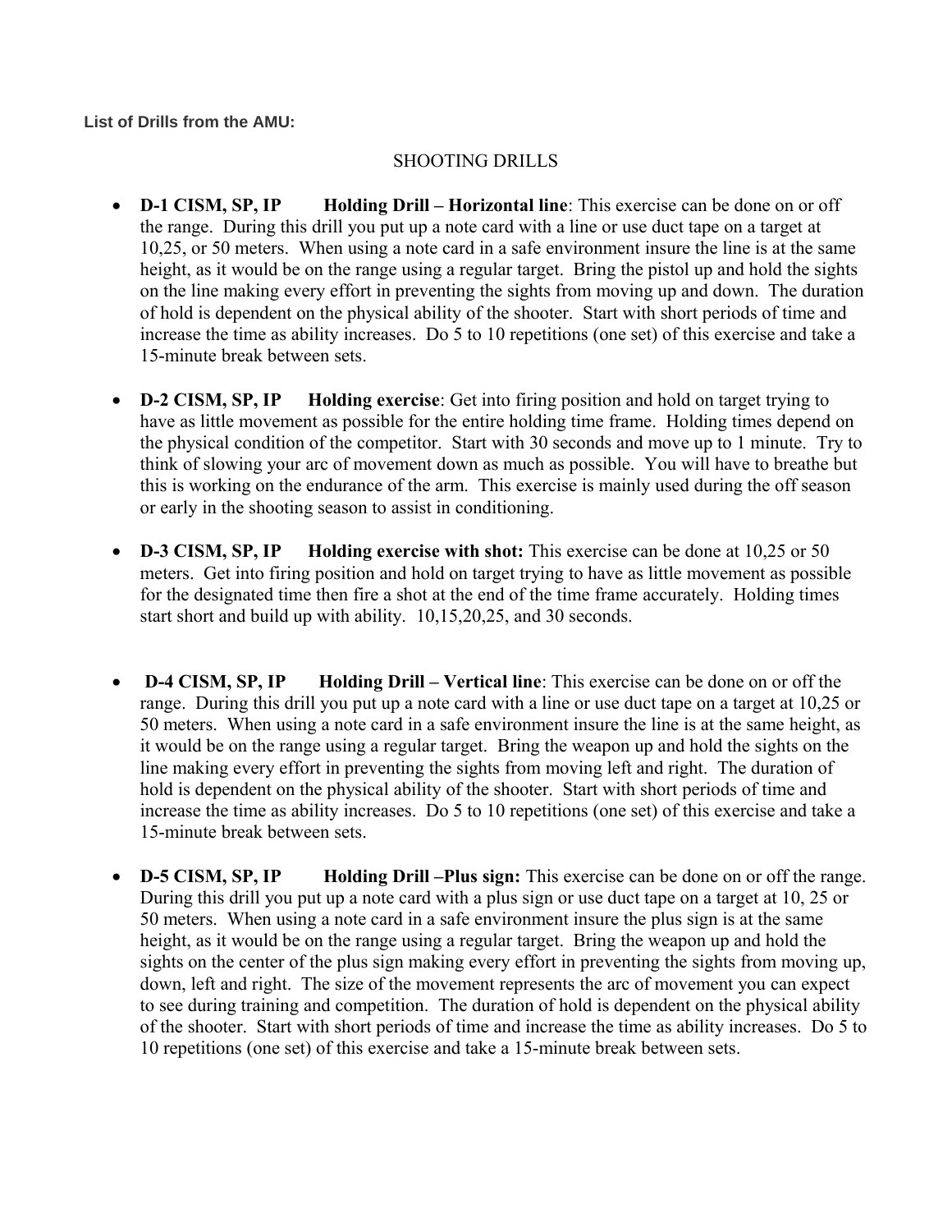**List of Drills from the AMU:**

SHOOTING DRILLS

- **D-1 CISM, SP, IP Holding Drill – Horizontal line**: This exercise can be done on or off the range. During this drill you put up a note card with a line or use duct tape on a target at 10,25, or 50 meters. When using a note card in a safe environment insure the line is at the same height, as it would be on the range using a regular target. Bring the pistol up and hold the sights on the line making every effort in preventing the sights from moving up and down. The duration of hold is dependent on the physical ability of the shooter. Start with short periods of time and increase the time as ability increases. Do 5 to 10 repetitions (one set) of this exercise and take a 15-minute break between sets.

- **D-2 CISM, SP, IP Holding exercise**: Get into firing position and hold on target trying to have as little movement as possible for the entire holding time frame. Holding times depend on the physical condition of the competitor. Start with 30 seconds and move up to 1 minute. Try to think of slowing your arc of movement down as much as possible. You will have to breathe but this is working on the endurance of the arm. This exercise is mainly used during the off season or early in the shooting season to assist in conditioning.

- **D-3 CISM, SP, IP Holding exercise with shot:** This exercise can be done at 10,25 or 50 meters. Get into firing position and hold on target trying to have as little movement as possible for the designated time then fire a shot at the end of the time frame accurately. Holding times start short and build up with ability. 10,15,20,25, and 30 seconds.

- **D-4 CISM, SP, IP Holding Drill – Vertical line**: This exercise can be done on or off the range. During this drill you put up a note card with a line or use duct tape on a target at 10,25 or 50 meters. When using a note card in a safe environment insure the line is at the same height, as it would be on the range using a regular target. Bring the weapon up and hold the sights on the line making every effort in preventing the sights from moving left and right. The duration of hold is dependent on the physical ability of the shooter. Start with short periods of time and increase the time as ability increases. Do 5 to 10 repetitions (one set) of this exercise and take a 15-minute break between sets.

- **D-5 CISM, SP, IP Holding Drill –Plus sign:** This exercise can be done on or off the range. During this drill you put up a note card with a plus sign or use duct tape on a target at 10, 25 or 50 meters. When using a note card in a safe environment insure the plus sign is at the same height, as it would be on the range using a regular target. Bring the weapon up and hold the sights on the center of the plus sign making every effort in preventing the sights from moving up, down, left and right. The size of the movement represents the arc of movement you can expect to see during training and competition. The duration of hold is dependent on the physical ability of the shooter. Start with short periods of time and increase the time as ability increases. Do 5 to 10 repetitions (one set) of this exercise and take a 15-minute break between sets.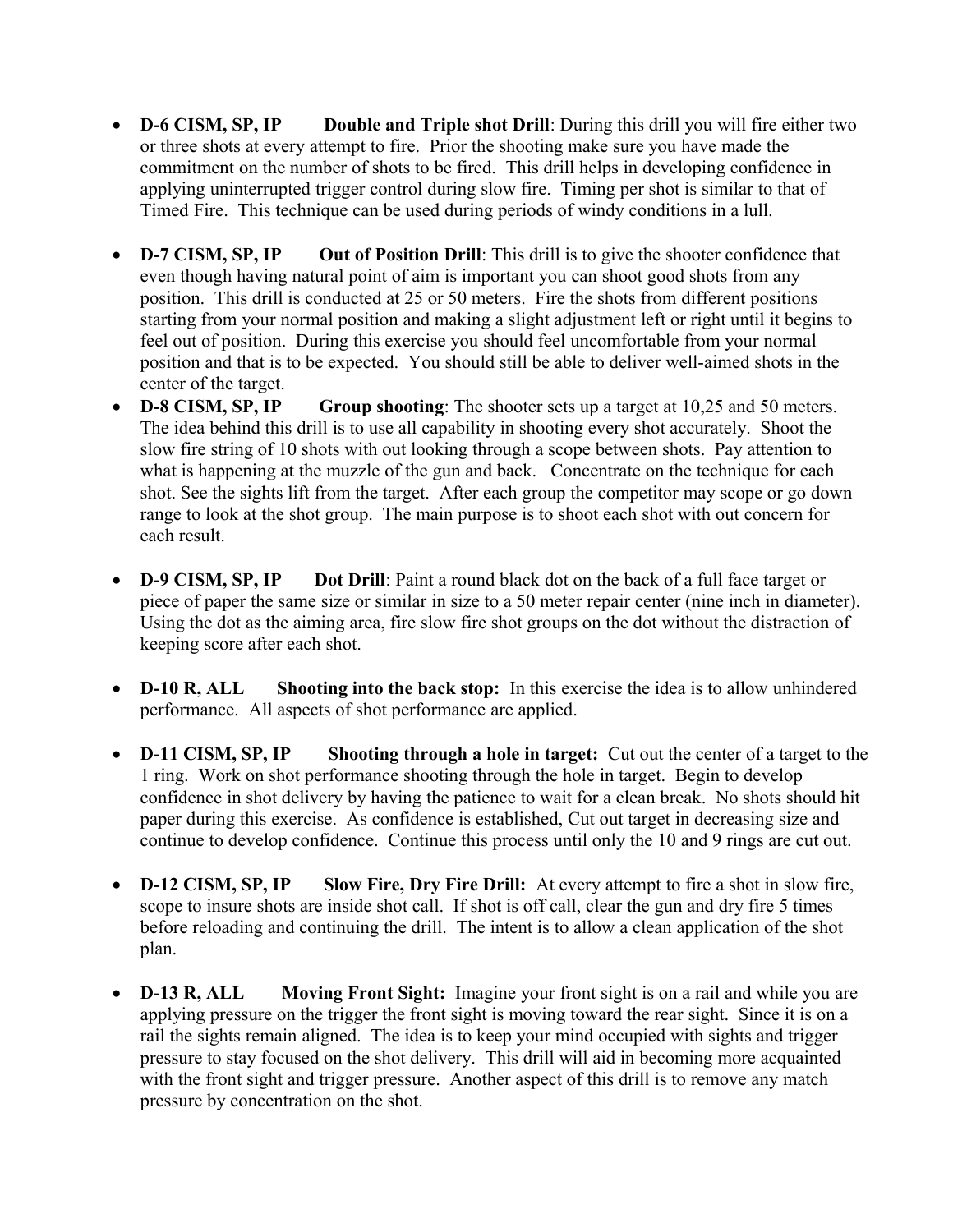- **D-6 CISM, SP, IP        Double and Triple shot Drill**: During this drill you will fire either two or three shots at every attempt to fire. Prior the shooting make sure you have made the commitment on the number of shots to be fired. This drill helps in developing confidence in applying uninterrupted trigger control during slow fire. Timing per shot is similar to that of Timed Fire. This technique can be used during periods of windy conditions in a lull.

- **D-7 CISM, SP, IP        Out of Position Drill**: This drill is to give the shooter confidence that even though having natural point of aim is important you can shoot good shots from any position. This drill is conducted at 25 or 50 meters. Fire the shots from different positions starting from your normal position and making a slight adjustment left or right until it begins to feel out of position. During this exercise you should feel uncomfortable from your normal position and that is to be expected. You should still be able to deliver well-aimed shots in the center of the target.
- **D-8 CISM, SP, IP        Group shooting**: The shooter sets up a target at 10,25 and 50 meters. The idea behind this drill is to use all capability in shooting every shot accurately. Shoot the slow fire string of 10 shots with out looking through a scope between shots. Pay attention to what is happening at the muzzle of the gun and back. Concentrate on the technique for each shot. See the sights lift from the target. After each group the competitor may scope or go down range to look at the shot group. The main purpose is to shoot each shot with out concern for each result.

- **D-9 CISM, SP, IP        Dot Drill**: Paint a round black dot on the back of a full face target or piece of paper the same size or similar in size to a 50 meter repair center (nine inch in diameter). Using the dot as the aiming area, fire slow fire shot groups on the dot without the distraction of keeping score after each shot.

- **D-10 R, ALL        Shooting into the back stop:** In this exercise the idea is to allow unhindered performance. All aspects of shot performance are applied.

- **D-11 CISM, SP, IP        Shooting through a hole in target:** Cut out the center of a target to the 1 ring. Work on shot performance shooting through the hole in target. Begin to develop confidence in shot delivery by having the patience to wait for a clean break. No shots should hit paper during this exercise. As confidence is established, Cut out target in decreasing size and continue to develop confidence. Continue this process until only the 10 and 9 rings are cut out.

- **D-12 CISM, SP, IP        Slow Fire, Dry Fire Drill:** At every attempt to fire a shot in slow fire, scope to insure shots are inside shot call. If shot is off call, clear the gun and dry fire 5 times before reloading and continuing the drill. The intent is to allow a clean application of the shot plan.

- **D-13 R, ALL        Moving Front Sight:** Imagine your front sight is on a rail and while you are applying pressure on the trigger the front sight is moving toward the rear sight. Since it is on a rail the sights remain aligned. The idea is to keep your mind occupied with sights and trigger pressure to stay focused on the shot delivery. This drill will aid in becoming more acquainted with the front sight and trigger pressure. Another aspect of this drill is to remove any match pressure by concentration on the shot.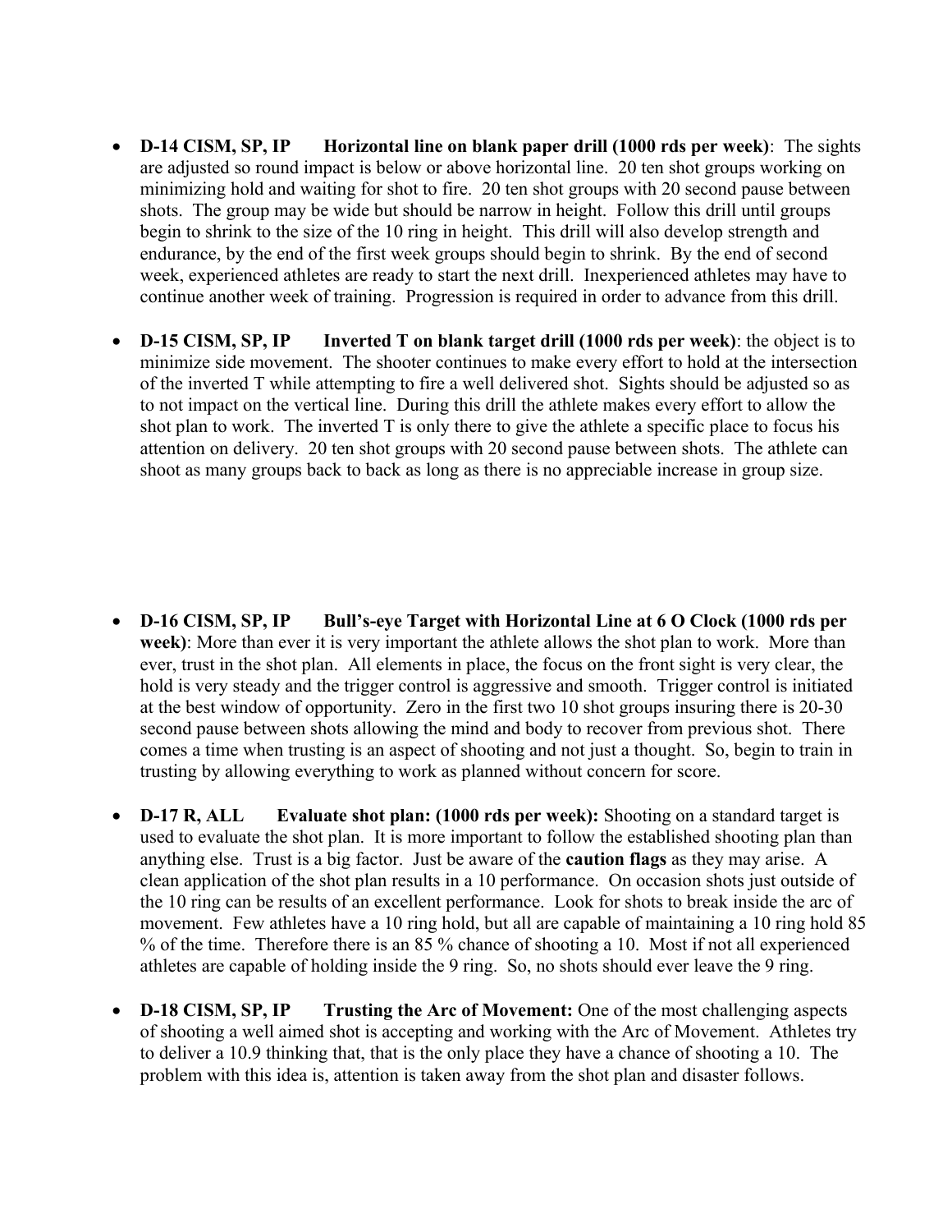- **D-14 CISM, SP, IP  Horizontal line on blank paper drill (1000 rds per week)**: The sights are adjusted so round impact is below or above horizontal line. 20 ten shot groups working on minimizing hold and waiting for shot to fire. 20 ten shot groups with 20 second pause between shots. The group may be wide but should be narrow in height. Follow this drill until groups begin to shrink to the size of the 10 ring in height. This drill will also develop strength and endurance, by the end of the first week groups should begin to shrink. By the end of second week, experienced athletes are ready to start the next drill. Inexperienced athletes may have to continue another week of training. Progression is required in order to advance from this drill.

- **D-15 CISM, SP, IP  Inverted T on blank target drill (1000 rds per week)**: the object is to minimize side movement. The shooter continues to make every effort to hold at the intersection of the inverted T while attempting to fire a well delivered shot. Sights should be adjusted so as to not impact on the vertical line. During this drill the athlete makes every effort to allow the shot plan to work. The inverted T is only there to give the athlete a specific place to focus his attention on delivery. 20 ten shot groups with 20 second pause between shots. The athlete can shoot as many groups back to back as long as there is no appreciable increase in group size.

- **D-16 CISM, SP, IP  Bull's-eye Target with Horizontal Line at 6 O Clock (1000 rds per week)**: More than ever it is very important the athlete allows the shot plan to work. More than ever, trust in the shot plan. All elements in place, the focus on the front sight is very clear, the hold is very steady and the trigger control is aggressive and smooth. Trigger control is initiated at the best window of opportunity. Zero in the first two 10 shot groups insuring there is 20-30 second pause between shots allowing the mind and body to recover from previous shot. There comes a time when trusting is an aspect of shooting and not just a thought. So, begin to train in trusting by allowing everything to work as planned without concern for score.

- **D-17 R, ALL  Evaluate shot plan: (1000 rds per week):** Shooting on a standard target is used to evaluate the shot plan. It is more important to follow the established shooting plan than anything else. Trust is a big factor. Just be aware of the **caution flags** as they may arise. A clean application of the shot plan results in a 10 performance. On occasion shots just outside of the 10 ring can be results of an excellent performance. Look for shots to break inside the arc of movement. Few athletes have a 10 ring hold, but all are capable of maintaining a 10 ring hold 85 % of the time. Therefore there is an 85 % chance of shooting a 10. Most if not all experienced athletes are capable of holding inside the 9 ring. So, no shots should ever leave the 9 ring.

- **D-18 CISM, SP, IP  Trusting the Arc of Movement:** One of the most challenging aspects of shooting a well aimed shot is accepting and working with the Arc of Movement. Athletes try to deliver a 10.9 thinking that, that is the only place they have a chance of shooting a 10. The problem with this idea is, attention is taken away from the shot plan and disaster follows.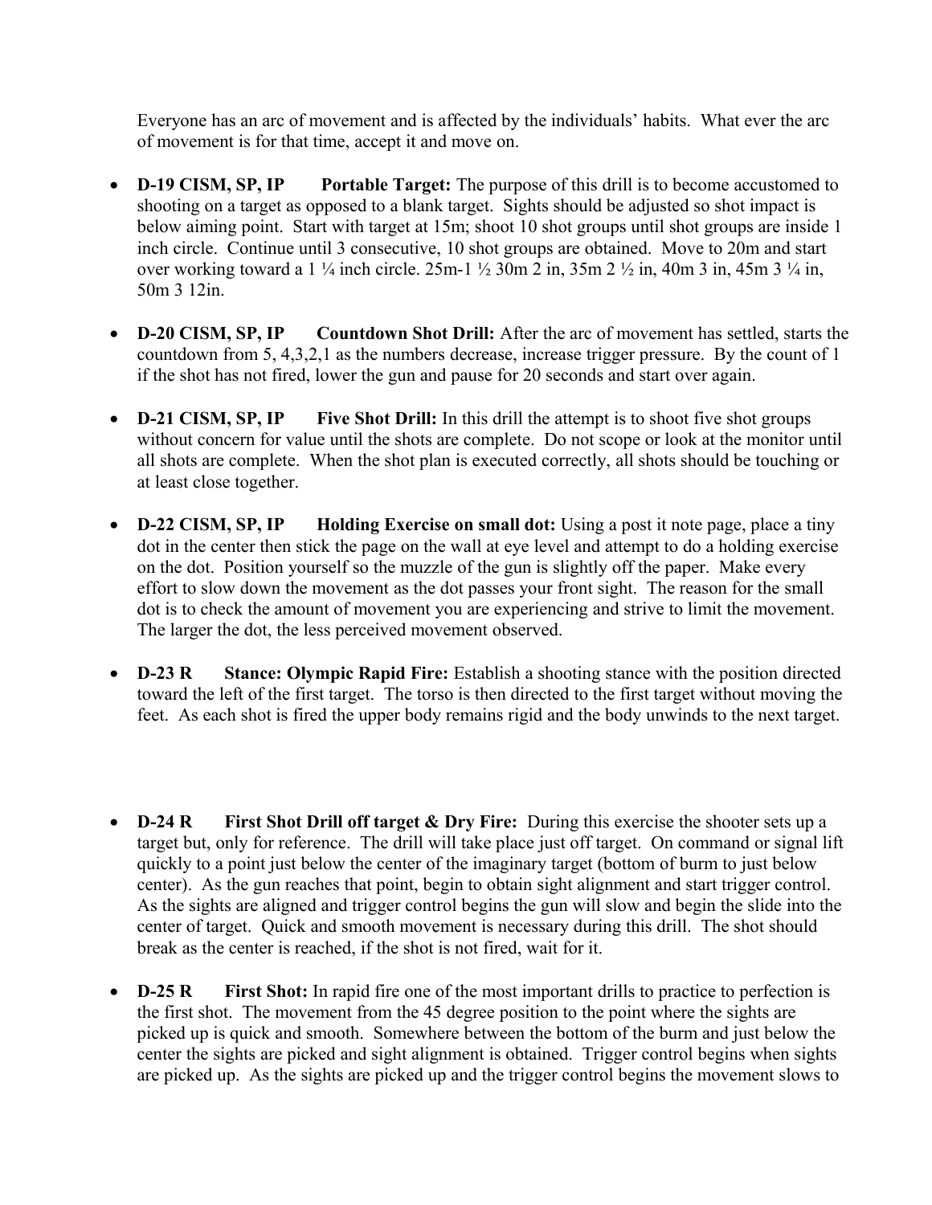Everyone has an arc of movement and is affected by the individuals' habits. What ever the arc of movement is for that time, accept it and move on.

- **D-19 CISM, SP, IP Portable Target:** The purpose of this drill is to become accustomed to shooting on a target as opposed to a blank target. Sights should be adjusted so shot impact is below aiming point. Start with target at 15m; shoot 10 shot groups until shot groups are inside 1 inch circle. Continue until 3 consecutive, 10 shot groups are obtained. Move to 20m and start over working toward a 1 ¼ inch circle. 25m-1 ½ 30m 2 in, 35m 2 ½ in, 40m 3 in, 45m 3 ¼ in, 50m 3 12in.

- **D-20 CISM, SP, IP Countdown Shot Drill:** After the arc of movement has settled, starts the countdown from 5, 4,3,2,1 as the numbers decrease, increase trigger pressure. By the count of 1 if the shot has not fired, lower the gun and pause for 20 seconds and start over again.

- **D-21 CISM, SP, IP Five Shot Drill:** In this drill the attempt is to shoot five shot groups without concern for value until the shots are complete. Do not scope or look at the monitor until all shots are complete. When the shot plan is executed correctly, all shots should be touching or at least close together.

- **D-22 CISM, SP, IP Holding Exercise on small dot:** Using a post it note page, place a tiny dot in the center then stick the page on the wall at eye level and attempt to do a holding exercise on the dot. Position yourself so the muzzle of the gun is slightly off the paper. Make every effort to slow down the movement as the dot passes your front sight. The reason for the small dot is to check the amount of movement you are experiencing and strive to limit the movement. The larger the dot, the less perceived movement observed.

- **D-23 R Stance: Olympic Rapid Fire:** Establish a shooting stance with the position directed toward the left of the first target. The torso is then directed to the first target without moving the feet. As each shot is fired the upper body remains rigid and the body unwinds to the next target.

- **D-24 R First Shot Drill off target & Dry Fire:** During this exercise the shooter sets up a target but, only for reference. The drill will take place just off target. On command or signal lift quickly to a point just below the center of the imaginary target (bottom of burm to just below center). As the gun reaches that point, begin to obtain sight alignment and start trigger control. As the sights are aligned and trigger control begins the gun will slow and begin the slide into the center of target. Quick and smooth movement is necessary during this drill. The shot should break as the center is reached, if the shot is not fired, wait for it.

- **D-25 R First Shot:** In rapid fire one of the most important drills to practice to perfection is the first shot. The movement from the 45 degree position to the point where the sights are picked up is quick and smooth. Somewhere between the bottom of the burm and just below the center the sights are picked and sight alignment is obtained. Trigger control begins when sights are picked up. As the sights are picked up and the trigger control begins the movement slows to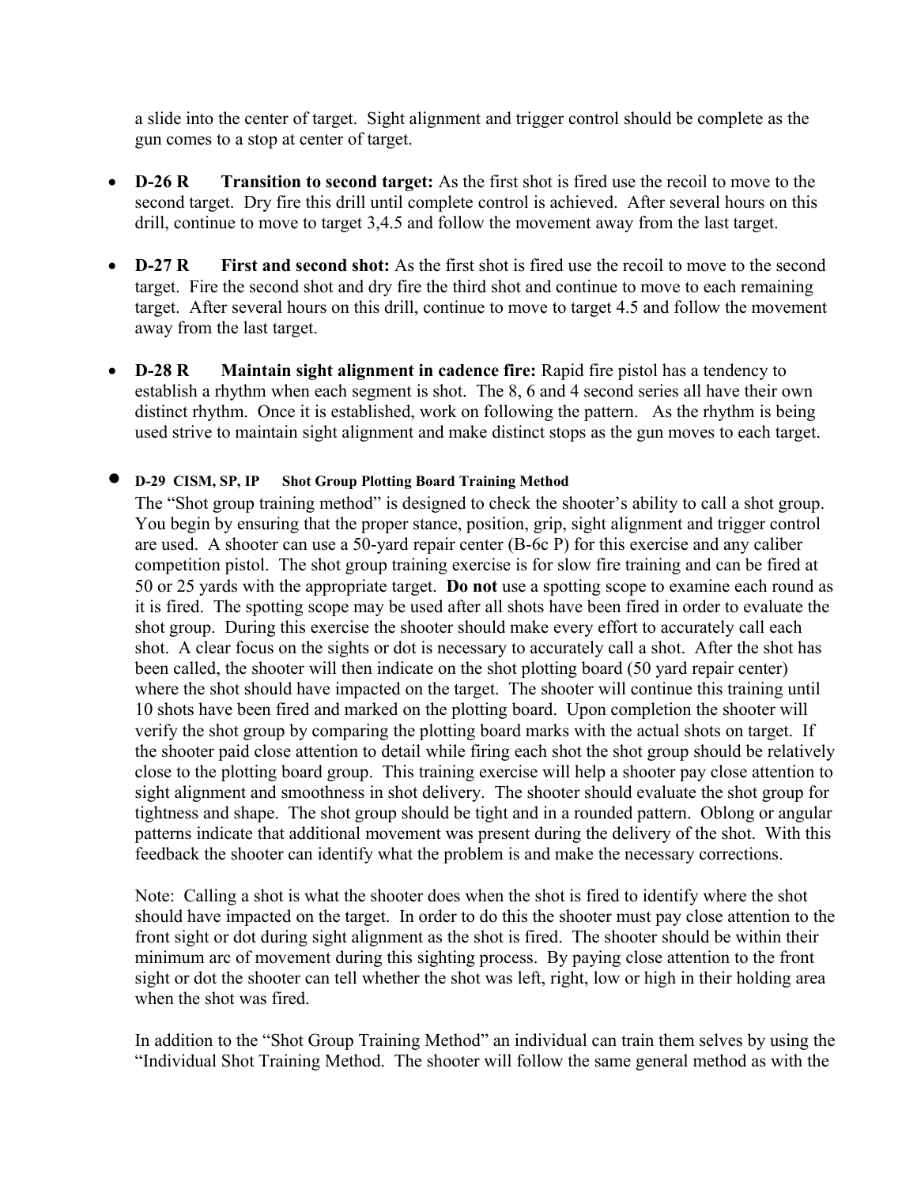a slide into the center of target. Sight alignment and trigger control should be complete as the gun comes to a stop at center of target.

- **D-26 R Transition to second target:** As the first shot is fired use the recoil to move to the second target. Dry fire this drill until complete control is achieved. After several hours on this drill, continue to move to target 3,4.5 and follow the movement away from the last target.

- **D-27 R First and second shot:** As the first shot is fired use the recoil to move to the second target. Fire the second shot and dry fire the third shot and continue to move to each remaining target. After several hours on this drill, continue to move to target 4.5 and follow the movement away from the last target.

- **D-28 R Maintain sight alignment in cadence fire:** Rapid fire pistol has a tendency to establish a rhythm when each segment is shot. The 8, 6 and 4 second series all have their own distinct rhythm. Once it is established, work on following the pattern. As the rhythm is being used strive to maintain sight alignment and make distinct stops as the gun moves to each target.

- **D-29 CISM, SP, IP Shot Group Plotting Board Training Method**

  The "Shot group training method" is designed to check the shooter's ability to call a shot group. You begin by ensuring that the proper stance, position, grip, sight alignment and trigger control are used. A shooter can use a 50-yard repair center (B-6c P) for this exercise and any caliber competition pistol. The shot group training exercise is for slow fire training and can be fired at 50 or 25 yards with the appropriate target. **Do not** use a spotting scope to examine each round as it is fired. The spotting scope may be used after all shots have been fired in order to evaluate the shot group. During this exercise the shooter should make every effort to accurately call each shot. A clear focus on the sights or dot is necessary to accurately call a shot. After the shot has been called, the shooter will then indicate on the shot plotting board (50 yard repair center) where the shot should have impacted on the target. The shooter will continue this training until 10 shots have been fired and marked on the plotting board. Upon completion the shooter will verify the shot group by comparing the plotting board marks with the actual shots on target. If the shooter paid close attention to detail while firing each shot the shot group should be relatively close to the plotting board group. This training exercise will help a shooter pay close attention to sight alignment and smoothness in shot delivery. The shooter should evaluate the shot group for tightness and shape. The shot group should be tight and in a rounded pattern. Oblong or angular patterns indicate that additional movement was present during the delivery of the shot. With this feedback the shooter can identify what the problem is and make the necessary corrections.

  Note: Calling a shot is what the shooter does when the shot is fired to identify where the shot should have impacted on the target. In order to do this the shooter must pay close attention to the front sight or dot during sight alignment as the shot is fired. The shooter should be within their minimum arc of movement during this sighting process. By paying close attention to the front sight or dot the shooter can tell whether the shot was left, right, low or high in their holding area when the shot was fired.

  In addition to the "Shot Group Training Method" an individual can train them selves by using the "Individual Shot Training Method. The shooter will follow the same general method as with the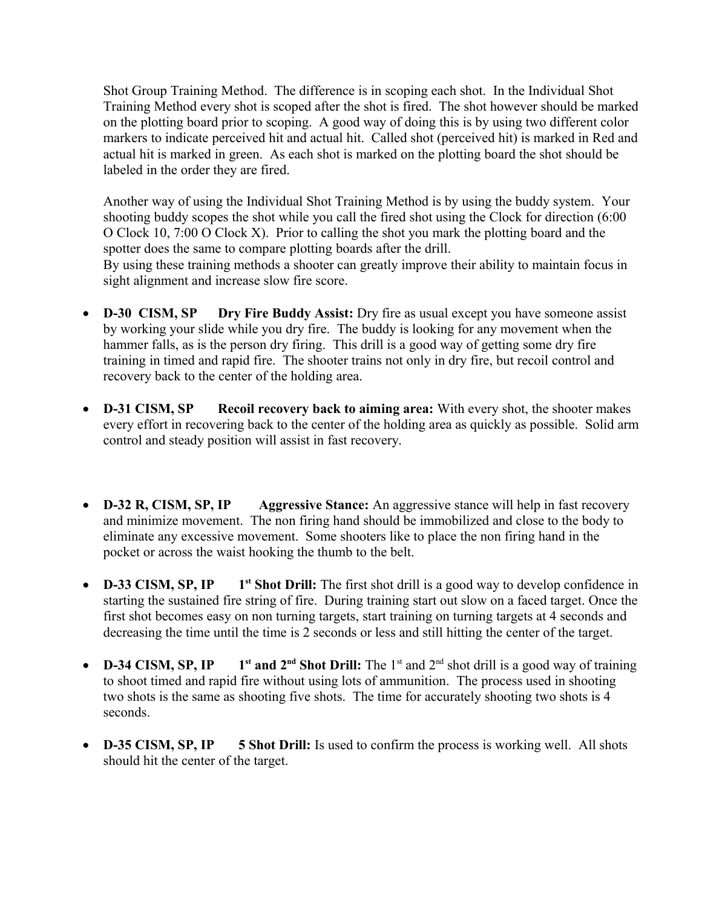Shot Group Training Method. The difference is in scoping each shot. In the Individual Shot Training Method every shot is scoped after the shot is fired. The shot however should be marked on the plotting board prior to scoping. A good way of doing this is by using two different color markers to indicate perceived hit and actual hit. Called shot (perceived hit) is marked in Red and actual hit is marked in green. As each shot is marked on the plotting board the shot should be labeled in the order they are fired.

Another way of using the Individual Shot Training Method is by using the buddy system. Your shooting buddy scopes the shot while you call the fired shot using the Clock for direction (6:00 O Clock 10, 7:00 O Clock X). Prior to calling the shot you mark the plotting board and the spotter does the same to compare plotting boards after the drill.
By using these training methods a shooter can greatly improve their ability to maintain focus in sight alignment and increase slow fire score.

- **D-30 CISM, SP  Dry Fire Buddy Assist:** Dry fire as usual except you have someone assist by working your slide while you dry fire. The buddy is looking for any movement when the hammer falls, as is the person dry firing. This drill is a good way of getting some dry fire training in timed and rapid fire. The shooter trains not only in dry fire, but recoil control and recovery back to the center of the holding area.

- **D-31 CISM, SP  Recoil recovery back to aiming area:** With every shot, the shooter makes every effort in recovering back to the center of the holding area as quickly as possible. Solid arm control and steady position will assist in fast recovery.

- **D-32 R, CISM, SP, IP  Aggressive Stance:** An aggressive stance will help in fast recovery and minimize movement. The non firing hand should be immobilized and close to the body to eliminate any excessive movement. Some shooters like to place the non firing hand in the pocket or across the waist hooking the thumb to the belt.

- **D-33 CISM, SP, IP  1st Shot Drill:** The first shot drill is a good way to develop confidence in starting the sustained fire string of fire. During training start out slow on a faced target. Once the first shot becomes easy on non turning targets, start training on turning targets at 4 seconds and decreasing the time until the time is 2 seconds or less and still hitting the center of the target.

- **D-34 CISM, SP, IP  1st and 2nd Shot Drill:** The 1st and 2nd shot drill is a good way of training to shoot timed and rapid fire without using lots of ammunition. The process used in shooting two shots is the same as shooting five shots. The time for accurately shooting two shots is 4 seconds.

- **D-35 CISM, SP, IP  5 Shot Drill:** Is used to confirm the process is working well. All shots should hit the center of the target.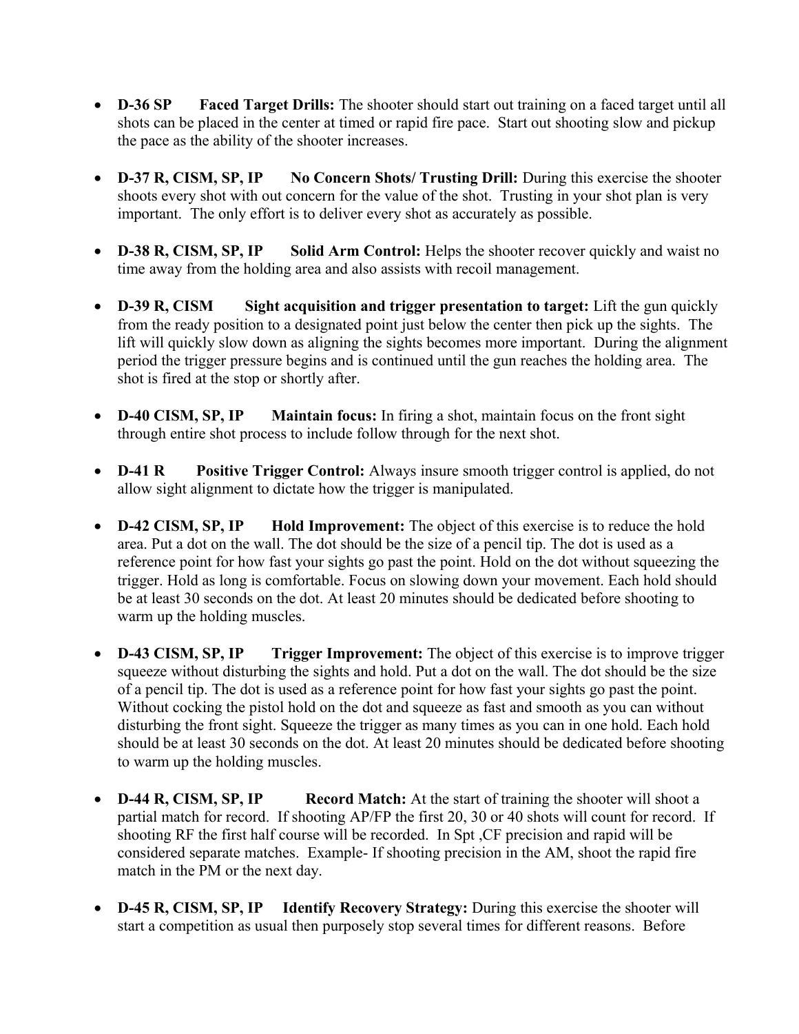- **D-36 SP Faced Target Drills:** The shooter should start out training on a faced target until all shots can be placed in the center at timed or rapid fire pace. Start out shooting slow and pickup the pace as the ability of the shooter increases.

- **D-37 R, CISM, SP, IP No Concern Shots/ Trusting Drill:** During this exercise the shooter shoots every shot with out concern for the value of the shot. Trusting in your shot plan is very important. The only effort is to deliver every shot as accurately as possible.

- **D-38 R, CISM, SP, IP Solid Arm Control:** Helps the shooter recover quickly and waist no time away from the holding area and also assists with recoil management.

- **D-39 R, CISM Sight acquisition and trigger presentation to target:** Lift the gun quickly from the ready position to a designated point just below the center then pick up the sights. The lift will quickly slow down as aligning the sights becomes more important. During the alignment period the trigger pressure begins and is continued until the gun reaches the holding area. The shot is fired at the stop or shortly after.

- **D-40 CISM, SP, IP Maintain focus:** In firing a shot, maintain focus on the front sight through entire shot process to include follow through for the next shot.

- **D-41 R Positive Trigger Control:** Always insure smooth trigger control is applied, do not allow sight alignment to dictate how the trigger is manipulated.

- **D-42 CISM, SP, IP Hold Improvement:** The object of this exercise is to reduce the hold area. Put a dot on the wall. The dot should be the size of a pencil tip. The dot is used as a reference point for how fast your sights go past the point. Hold on the dot without squeezing the trigger. Hold as long is comfortable. Focus on slowing down your movement. Each hold should be at least 30 seconds on the dot. At least 20 minutes should be dedicated before shooting to warm up the holding muscles.

- **D-43 CISM, SP, IP Trigger Improvement:** The object of this exercise is to improve trigger squeeze without disturbing the sights and hold. Put a dot on the wall. The dot should be the size of a pencil tip. The dot is used as a reference point for how fast your sights go past the point. Without cocking the pistol hold on the dot and squeeze as fast and smooth as you can without disturbing the front sight. Squeeze the trigger as many times as you can in one hold. Each hold should be at least 30 seconds on the dot. At least 20 minutes should be dedicated before shooting to warm up the holding muscles.

- **D-44 R, CISM, SP, IP Record Match:** At the start of training the shooter will shoot a partial match for record. If shooting AP/FP the first 20, 30 or 40 shots will count for record. If shooting RF the first half course will be recorded. In Spt ,CF precision and rapid will be considered separate matches. Example- If shooting precision in the AM, shoot the rapid fire match in the PM or the next day.

- **D-45 R, CISM, SP, IP Identify Recovery Strategy:** During this exercise the shooter will start a competition as usual then purposely stop several times for different reasons. Before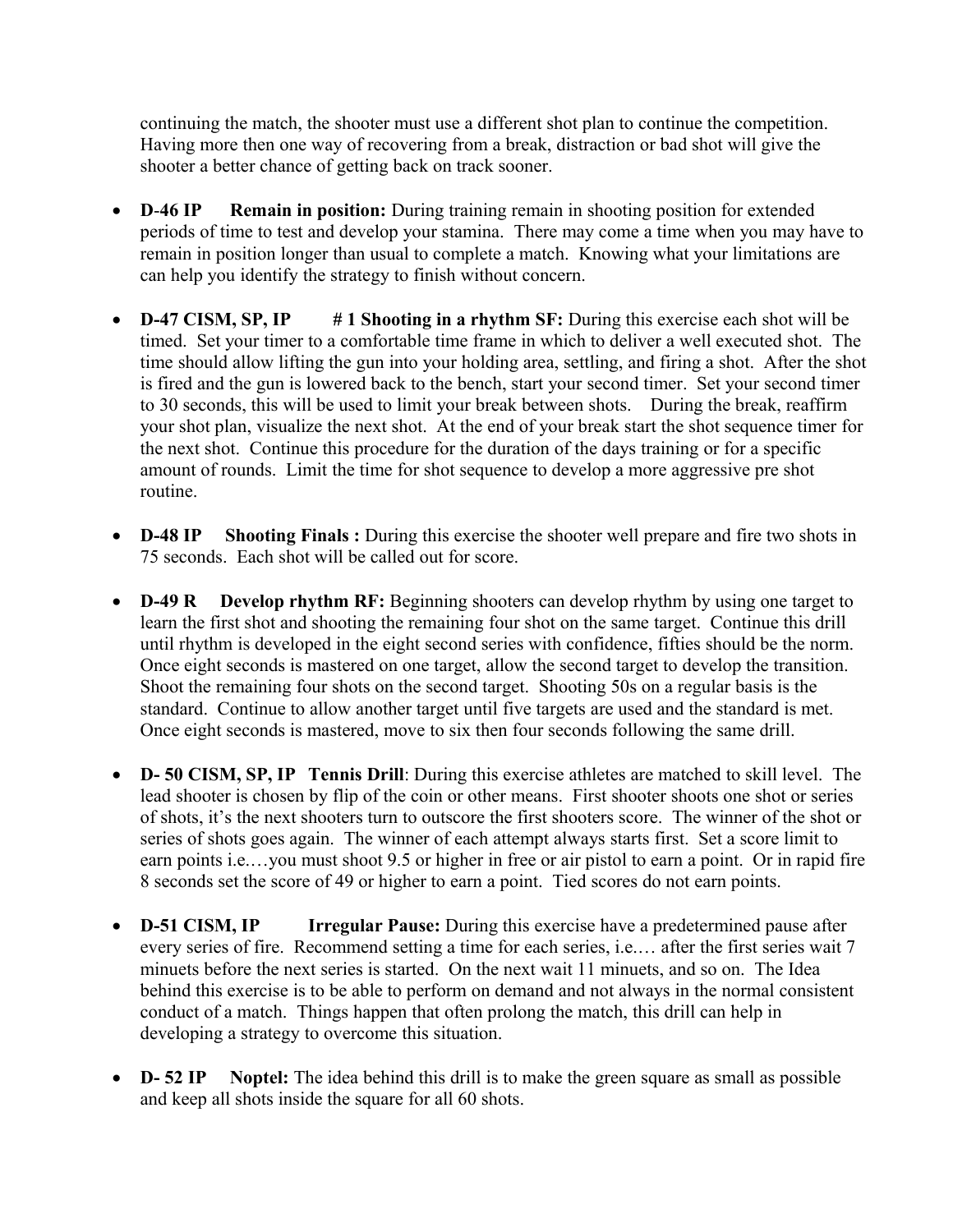continuing the match, the shooter must use a different shot plan to continue the competition. Having more then one way of recovering from a break, distraction or bad shot will give the shooter a better chance of getting back on track sooner.

- **D-46 IP Remain in position:** During training remain in shooting position for extended periods of time to test and develop your stamina. There may come a time when you may have to remain in position longer than usual to complete a match. Knowing what your limitations are can help you identify the strategy to finish without concern.

- **D-47 CISM, SP, IP # 1 Shooting in a rhythm SF:** During this exercise each shot will be timed. Set your timer to a comfortable time frame in which to deliver a well executed shot. The time should allow lifting the gun into your holding area, settling, and firing a shot. After the shot is fired and the gun is lowered back to the bench, start your second timer. Set your second timer to 30 seconds, this will be used to limit your break between shots. During the break, reaffirm your shot plan, visualize the next shot. At the end of your break start the shot sequence timer for the next shot. Continue this procedure for the duration of the days training or for a specific amount of rounds. Limit the time for shot sequence to develop a more aggressive pre shot routine.

- **D-48 IP Shooting Finals :** During this exercise the shooter well prepare and fire two shots in 75 seconds. Each shot will be called out for score.

- **D-49 R Develop rhythm RF:** Beginning shooters can develop rhythm by using one target to learn the first shot and shooting the remaining four shot on the same target. Continue this drill until rhythm is developed in the eight second series with confidence, fifties should be the norm. Once eight seconds is mastered on one target, allow the second target to develop the transition. Shoot the remaining four shots on the second target. Shooting 50s on a regular basis is the standard. Continue to allow another target until five targets are used and the standard is met. Once eight seconds is mastered, move to six then four seconds following the same drill.

- **D- 50 CISM, SP, IP Tennis Drill**: During this exercise athletes are matched to skill level. The lead shooter is chosen by flip of the coin or other means. First shooter shoots one shot or series of shots, it's the next shooters turn to outscore the first shooters score. The winner of the shot or series of shots goes again. The winner of each attempt always starts first. Set a score limit to earn points i.e.…you must shoot 9.5 or higher in free or air pistol to earn a point. Or in rapid fire 8 seconds set the score of 49 or higher to earn a point. Tied scores do not earn points.

- **D-51 CISM, IP Irregular Pause:** During this exercise have a predetermined pause after every series of fire. Recommend setting a time for each series, i.e.… after the first series wait 7 minuets before the next series is started. On the next wait 11 minuets, and so on. The Idea behind this exercise is to be able to perform on demand and not always in the normal consistent conduct of a match. Things happen that often prolong the match, this drill can help in developing a strategy to overcome this situation.

- **D- 52 IP Noptel:** The idea behind this drill is to make the green square as small as possible and keep all shots inside the square for all 60 shots.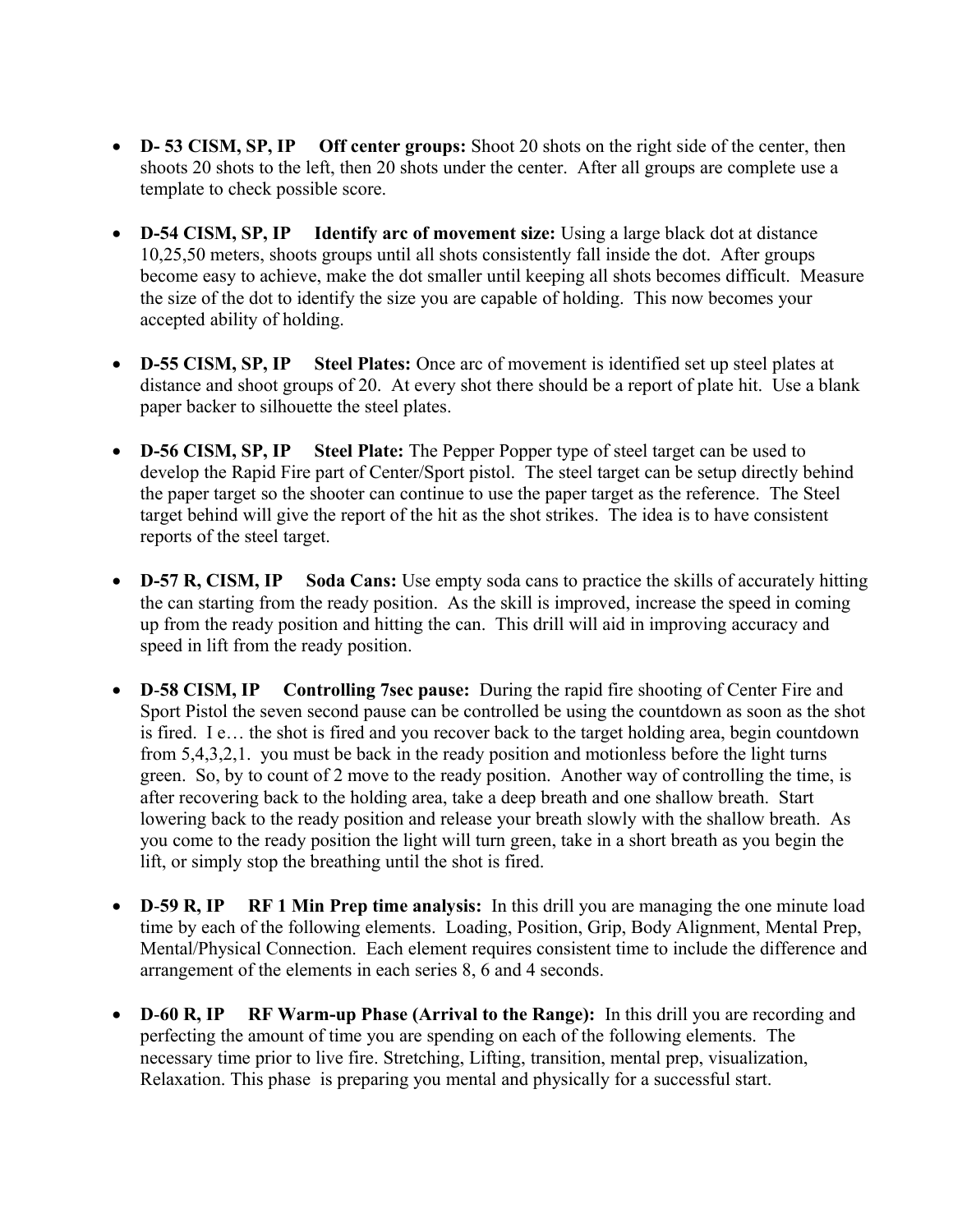- **D- 53 CISM, SP, IP Off center groups:** Shoot 20 shots on the right side of the center, then shoots 20 shots to the left, then 20 shots under the center. After all groups are complete use a template to check possible score.

- **D-54 CISM, SP, IP Identify arc of movement size:** Using a large black dot at distance 10,25,50 meters, shoots groups until all shots consistently fall inside the dot. After groups become easy to achieve, make the dot smaller until keeping all shots becomes difficult. Measure the size of the dot to identify the size you are capable of holding. This now becomes your accepted ability of holding.

- **D-55 CISM, SP, IP Steel Plates:** Once arc of movement is identified set up steel plates at distance and shoot groups of 20. At every shot there should be a report of plate hit. Use a blank paper backer to silhouette the steel plates.

- **D-56 CISM, SP, IP Steel Plate:** The Pepper Popper type of steel target can be used to develop the Rapid Fire part of Center/Sport pistol. The steel target can be setup directly behind the paper target so the shooter can continue to use the paper target as the reference. The Steel target behind will give the report of the hit as the shot strikes. The idea is to have consistent reports of the steel target.

- **D-57 R, CISM, IP Soda Cans:** Use empty soda cans to practice the skills of accurately hitting the can starting from the ready position. As the skill is improved, increase the speed in coming up from the ready position and hitting the can. This drill will aid in improving accuracy and speed in lift from the ready position.

- **D-58 CISM, IP Controlling 7sec pause:** During the rapid fire shooting of Center Fire and Sport Pistol the seven second pause can be controlled be using the countdown as soon as the shot is fired. I e… the shot is fired and you recover back to the target holding area, begin countdown from 5,4,3,2,1. you must be back in the ready position and motionless before the light turns green. So, by to count of 2 move to the ready position. Another way of controlling the time, is after recovering back to the holding area, take a deep breath and one shallow breath. Start lowering back to the ready position and release your breath slowly with the shallow breath. As you come to the ready position the light will turn green, take in a short breath as you begin the lift, or simply stop the breathing until the shot is fired.

- **D-59 R, IP RF 1 Min Prep time analysis:** In this drill you are managing the one minute load time by each of the following elements. Loading, Position, Grip, Body Alignment, Mental Prep, Mental/Physical Connection. Each element requires consistent time to include the difference and arrangement of the elements in each series 8, 6 and 4 seconds.

- **D-60 R, IP RF Warm-up Phase (Arrival to the Range):** In this drill you are recording and perfecting the amount of time you are spending on each of the following elements. The necessary time prior to live fire. Stretching, Lifting, transition, mental prep, visualization, Relaxation. This phase is preparing you mental and physically for a successful start.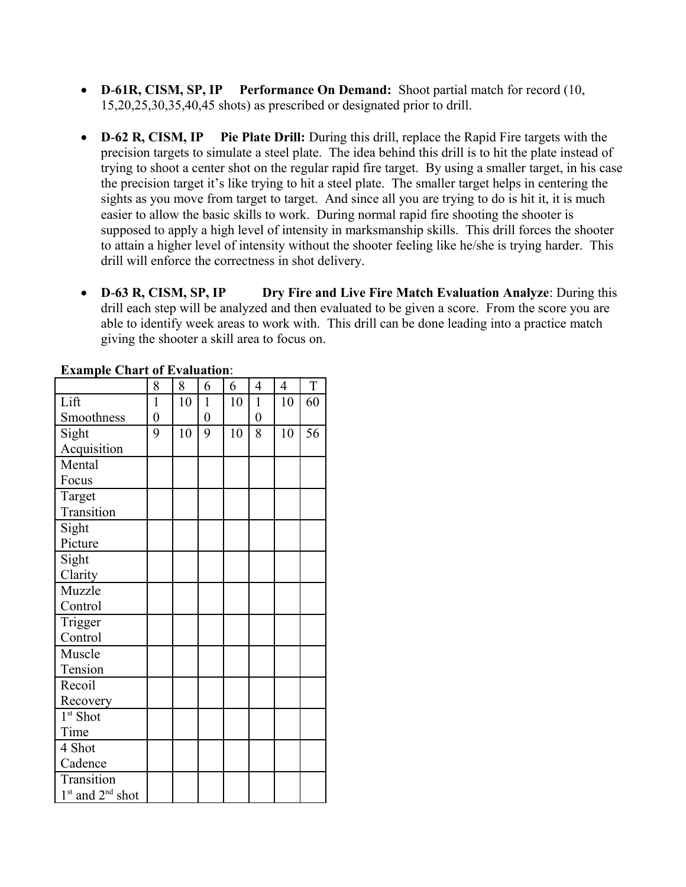- **D-61R, CISM, SP, IP Performance On Demand:** Shoot partial match for record (10, 15,20,25,30,35,40,45 shots) as prescribed or designated prior to drill.

- **D-62 R, CISM, IP Pie Plate Drill:** During this drill, replace the Rapid Fire targets with the precision targets to simulate a steel plate. The idea behind this drill is to hit the plate instead of trying to shoot a center shot on the regular rapid fire target. By using a smaller target, in his case the precision target it's like trying to hit a steel plate. The smaller target helps in centering the sights as you move from target to target. And since all you are trying to do is hit it, it is much easier to allow the basic skills to work. During normal rapid fire shooting the shooter is supposed to apply a high level of intensity in marksmanship skills. This drill forces the shooter to attain a higher level of intensity without the shooter feeling like he/she is trying harder. This drill will enforce the correctness in shot delivery.

- **D-63 R, CISM, SP, IP Dry Fire and Live Fire Match Evaluation Analyze**: During this drill each step will be analyzed and then evaluated to be given a score. From the score you are able to identify week areas to work with. This drill can be done leading into a practice match giving the shooter a skill area to focus on.

**Example Chart of Evaluation**:

| | 8 | 8 | 6 | 6 | 4 | 4 | T |
|---|---|---|---|---|---|---|---|
| Lift Smoothness | 10 | 10 | 10 | 10 | 10 | 10 | 60 |
| Sight Acquisition | 9 | 10 | 9 | 10 | 8 | 10 | 56 |
| Mental Focus | | | | | | | |
| Target Transition | | | | | | | |
| Sight Picture | | | | | | | |
| Sight Clarity | | | | | | | |
| Muzzle Control | | | | | | | |
| Trigger Control | | | | | | | |
| Muscle Tension | | | | | | | |
| Recoil Recovery | | | | | | | |
| 1st Shot Time | | | | | | | |
| 4 Shot Cadence | | | | | | | |
| Transition 1st and 2nd shot | | | | | | | |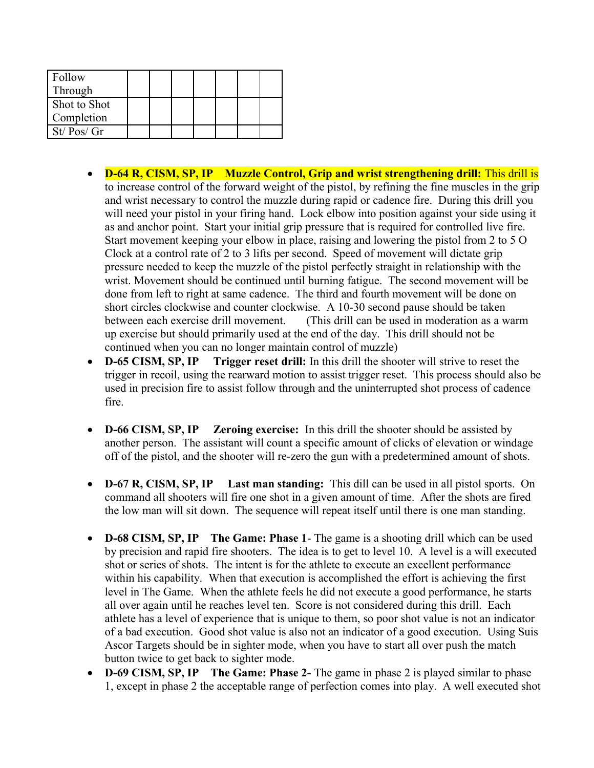| Follow Through | | | | | | | |
|---|---|---|---|---|---|---|---|
| Shot to Shot Completion | | | | | | | |
| St/ Pos/ Gr | | | | | | | |

- **D-64 R, CISM, SP, IP Muzzle Control, Grip and wrist strengthening drill:** This drill is to increase control of the forward weight of the pistol, by refining the fine muscles in the grip and wrist necessary to control the muzzle during rapid or cadence fire. During this drill you will need your pistol in your firing hand. Lock elbow into position against your side using it as and anchor point. Start your initial grip pressure that is required for controlled live fire. Start movement keeping your elbow in place, raising and lowering the pistol from 2 to 5 O Clock at a control rate of 2 to 3 lifts per second. Speed of movement will dictate grip pressure needed to keep the muzzle of the pistol perfectly straight in relationship with the wrist. Movement should be continued until burning fatigue. The second movement will be done from left to right at same cadence. The third and fourth movement will be done on short circles clockwise and counter clockwise. A 10-30 second pause should be taken between each exercise drill movement. (This drill can be used in moderation as a warm up exercise but should primarily used at the end of the day. This drill should not be continued when you can no longer maintain control of muzzle)
- **D-65 CISM, SP, IP Trigger reset drill:** In this drill the shooter will strive to reset the trigger in recoil, using the rearward motion to assist trigger reset. This process should also be used in precision fire to assist follow through and the uninterrupted shot process of cadence fire.
- **D-66 CISM, SP, IP Zeroing exercise:** In this drill the shooter should be assisted by another person. The assistant will count a specific amount of clicks of elevation or windage off of the pistol, and the shooter will re-zero the gun with a predetermined amount of shots.
- **D-67 R, CISM, SP, IP Last man standing:** This dill can be used in all pistol sports. On command all shooters will fire one shot in a given amount of time. After the shots are fired the low man will sit down. The sequence will repeat itself until there is one man standing.
- **D-68 CISM, SP, IP The Game: Phase 1**- The game is a shooting drill which can be used by precision and rapid fire shooters. The idea is to get to level 10. A level is a will executed shot or series of shots. The intent is for the athlete to execute an excellent performance within his capability. When that execution is accomplished the effort is achieving the first level in The Game. When the athlete feels he did not execute a good performance, he starts all over again until he reaches level ten. Score is not considered during this drill. Each athlete has a level of experience that is unique to them, so poor shot value is not an indicator of a bad execution. Good shot value is also not an indicator of a good execution. Using Suis Ascor Targets should be in sighter mode, when you have to start all over push the match button twice to get back to sighter mode.
- **D-69 CISM, SP, IP The Game: Phase 2-** The game in phase 2 is played similar to phase 1, except in phase 2 the acceptable range of perfection comes into play. A well executed shot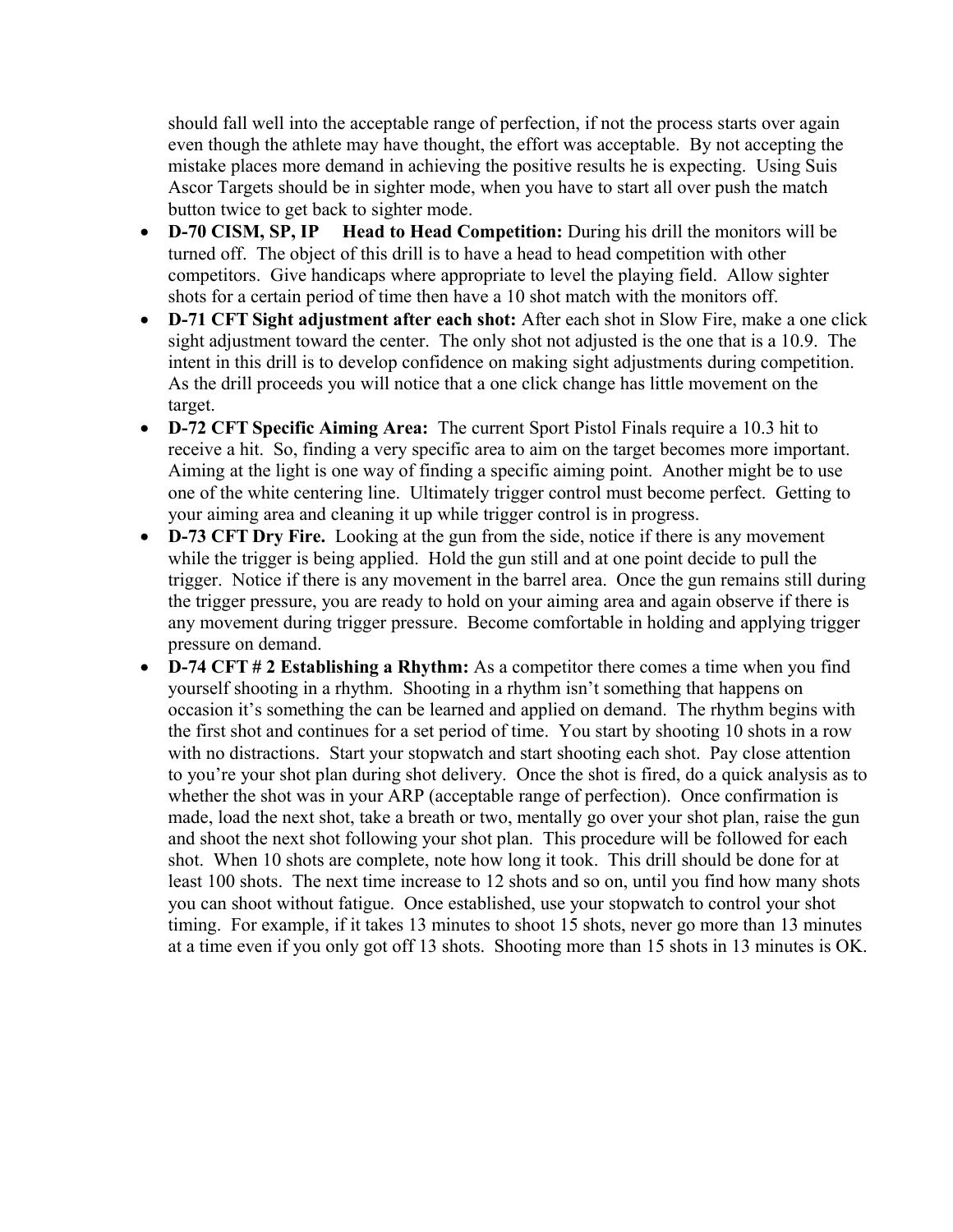should fall well into the acceptable range of perfection, if not the process starts over again even though the athlete may have thought, the effort was acceptable. By not accepting the mistake places more demand in achieving the positive results he is expecting. Using Suis Ascor Targets should be in sighter mode, when you have to start all over push the match button twice to get back to sighter mode.

- **D-70 CISM, SP, IP Head to Head Competition:** During his drill the monitors will be turned off. The object of this drill is to have a head to head competition with other competitors. Give handicaps where appropriate to level the playing field. Allow sighter shots for a certain period of time then have a 10 shot match with the monitors off.
- **D-71 CFT Sight adjustment after each shot:** After each shot in Slow Fire, make a one click sight adjustment toward the center. The only shot not adjusted is the one that is a 10.9. The intent in this drill is to develop confidence on making sight adjustments during competition. As the drill proceeds you will notice that a one click change has little movement on the target.
- **D-72 CFT Specific Aiming Area:** The current Sport Pistol Finals require a 10.3 hit to receive a hit. So, finding a very specific area to aim on the target becomes more important. Aiming at the light is one way of finding a specific aiming point. Another might be to use one of the white centering line. Ultimately trigger control must become perfect. Getting to your aiming area and cleaning it up while trigger control is in progress.
- **D-73 CFT Dry Fire.** Looking at the gun from the side, notice if there is any movement while the trigger is being applied. Hold the gun still and at one point decide to pull the trigger. Notice if there is any movement in the barrel area. Once the gun remains still during the trigger pressure, you are ready to hold on your aiming area and again observe if there is any movement during trigger pressure. Become comfortable in holding and applying trigger pressure on demand.
- **D-74 CFT # 2 Establishing a Rhythm:** As a competitor there comes a time when you find yourself shooting in a rhythm. Shooting in a rhythm isn't something that happens on occasion it's something the can be learned and applied on demand. The rhythm begins with the first shot and continues for a set period of time. You start by shooting 10 shots in a row with no distractions. Start your stopwatch and start shooting each shot. Pay close attention to you're your shot plan during shot delivery. Once the shot is fired, do a quick analysis as to whether the shot was in your ARP (acceptable range of perfection). Once confirmation is made, load the next shot, take a breath or two, mentally go over your shot plan, raise the gun and shoot the next shot following your shot plan. This procedure will be followed for each shot. When 10 shots are complete, note how long it took. This drill should be done for at least 100 shots. The next time increase to 12 shots and so on, until you find how many shots you can shoot without fatigue. Once established, use your stopwatch to control your shot timing. For example, if it takes 13 minutes to shoot 15 shots, never go more than 13 minutes at a time even if you only got off 13 shots. Shooting more than 15 shots in 13 minutes is OK.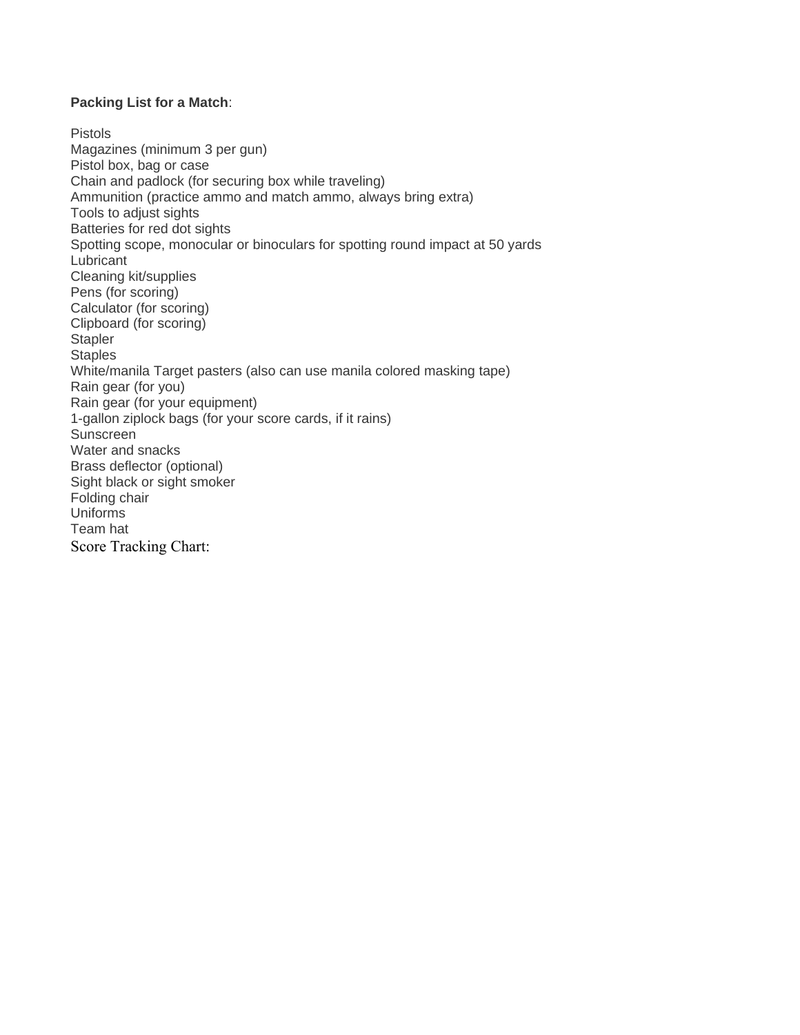**Packing List for a Match**:

Pistols
Magazines (minimum 3 per gun)
Pistol box, bag or case
Chain and padlock (for securing box while traveling)
Ammunition (practice ammo and match ammo, always bring extra)
Tools to adjust sights
Batteries for red dot sights
Spotting scope, monocular or binoculars for spotting round impact at 50 yards
Lubricant
Cleaning kit/supplies
Pens (for scoring)
Calculator (for scoring)
Clipboard (for scoring)
Stapler
Staples
White/manila Target pasters (also can use manila colored masking tape)
Rain gear (for you)
Rain gear (for your equipment)
1-gallon ziplock bags (for your score cards, if it rains)
Sunscreen
Water and snacks
Brass deflector (optional)
Sight black or sight smoker
Folding chair
Uniforms
Team hat

Score Tracking Chart: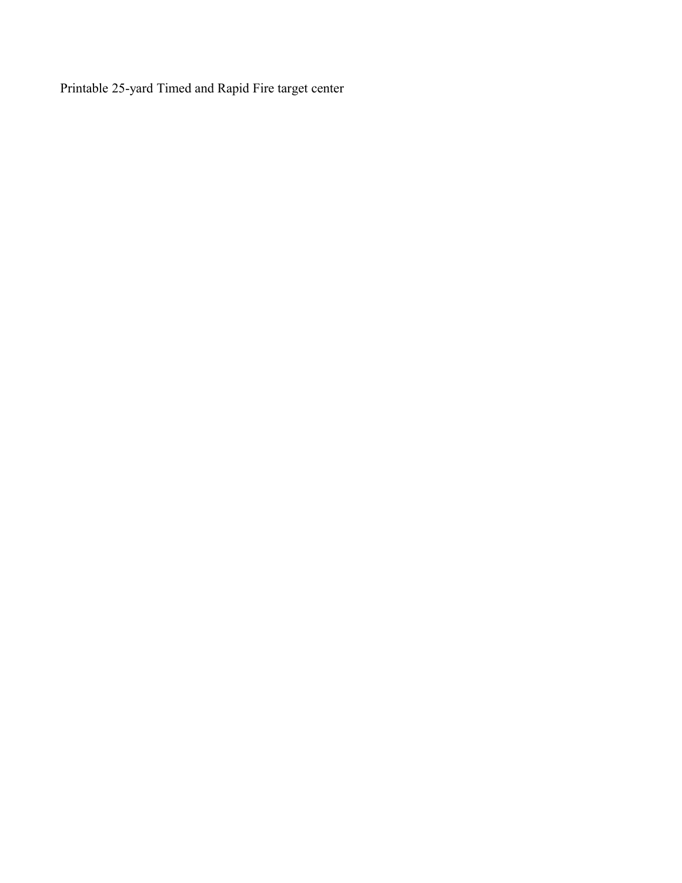Printable 25-yard Timed and Rapid Fire target center